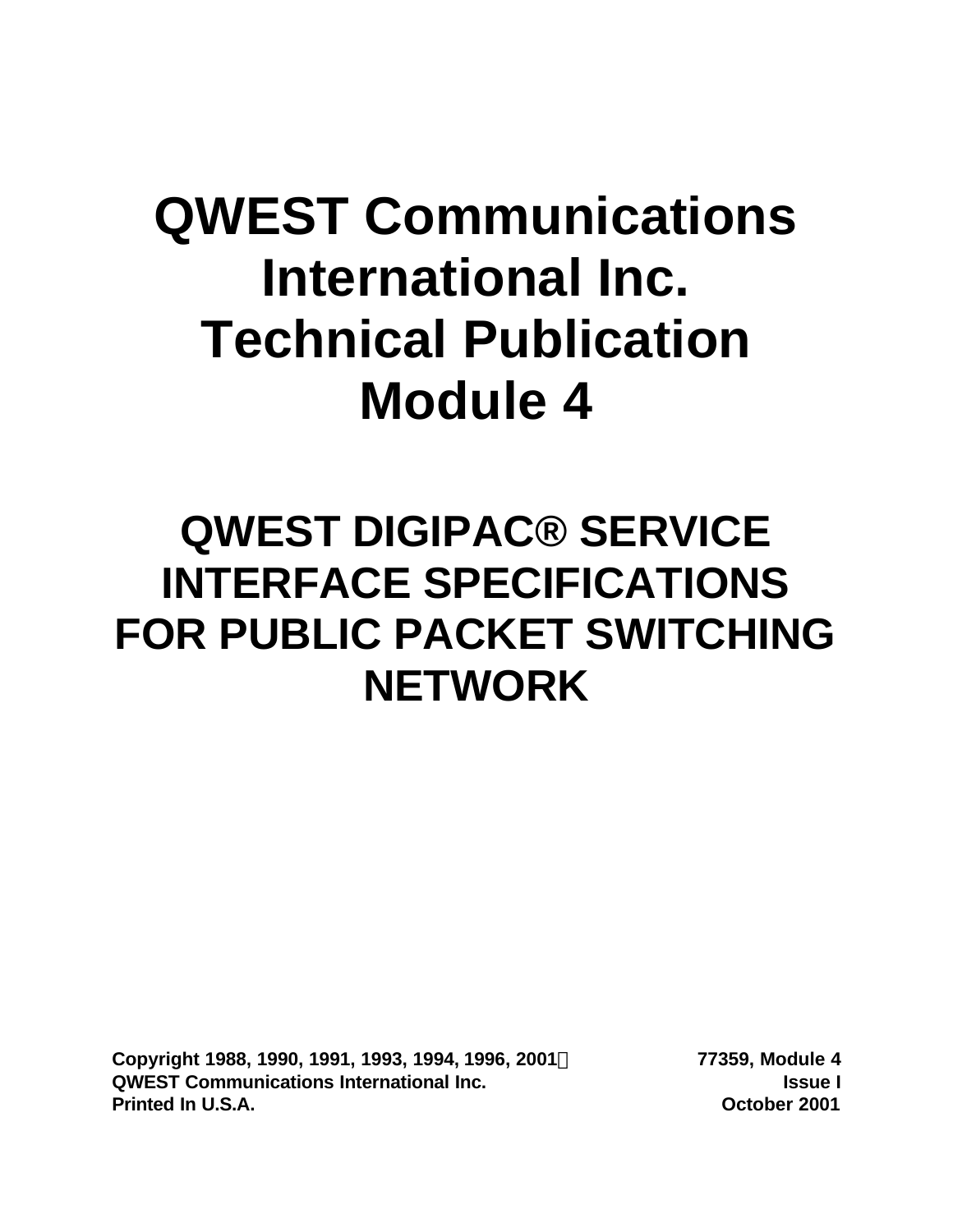# QWEST Communications International Inc. Technical Publication Module 4

# QWEST DIGIPAC® SERVICE INTERFACE SPECIFICATIONS FOR PUBLIC PACKET SWITCHING NETWORK

**Copyright 1988, 1990, 1991, 1993, 1994, 1996, 2001**
**QWEST Communications International Inc.**
**Printed In U.S.A.**

**77359, Module 4**
**Issue I**
**October 2001**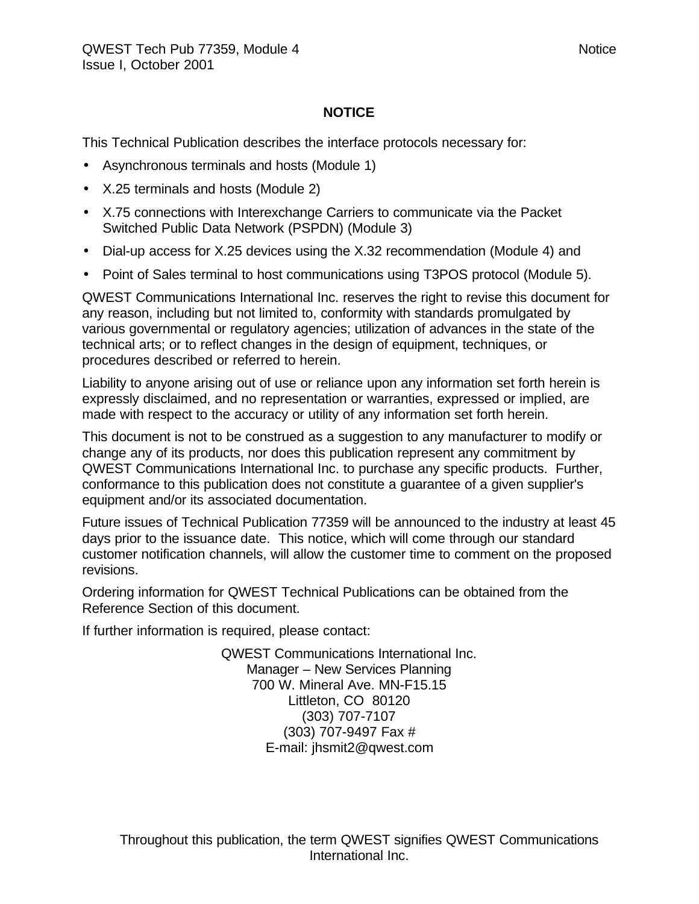# NOTICE

This Technical Publication describes the interface protocols necessary for:

- Asynchronous terminals and hosts (Module 1)
- X.25 terminals and hosts (Module 2)
- X.75 connections with Interexchange Carriers to communicate via the Packet Switched Public Data Network (PSPDN) (Module 3)
- Dial-up access for X.25 devices using the X.32 recommendation (Module 4) and
- Point of Sales terminal to host communications using T3POS protocol (Module 5).

QWEST Communications International Inc. reserves the right to revise this document for any reason, including but not limited to, conformity with standards promulgated by various governmental or regulatory agencies; utilization of advances in the state of the technical arts; or to reflect changes in the design of equipment, techniques, or procedures described or referred to herein.

Liability to anyone arising out of use or reliance upon any information set forth herein is expressly disclaimed, and no representation or warranties, expressed or implied, are made with respect to the accuracy or utility of any information set forth herein.

This document is not to be construed as a suggestion to any manufacturer to modify or change any of its products, nor does this publication represent any commitment by QWEST Communications International Inc. to purchase any specific products. Further, conformance to this publication does not constitute a guarantee of a given supplier's equipment and/or its associated documentation.

Future issues of Technical Publication 77359 will be announced to the industry at least 45 days prior to the issuance date. This notice, which will come through our standard customer notification channels, will allow the customer time to comment on the proposed revisions.

Ordering information for QWEST Technical Publications can be obtained from the Reference Section of this document.

If further information is required, please contact:

QWEST Communications International Inc.
Manager – New Services Planning
700 W. Mineral Ave. MN-F15.15
Littleton, CO 80120
(303) 707-7107
(303) 707-9497 Fax #
E-mail: jhsmit2@qwest.com

Throughout this publication, the term QWEST signifies QWEST Communications International Inc.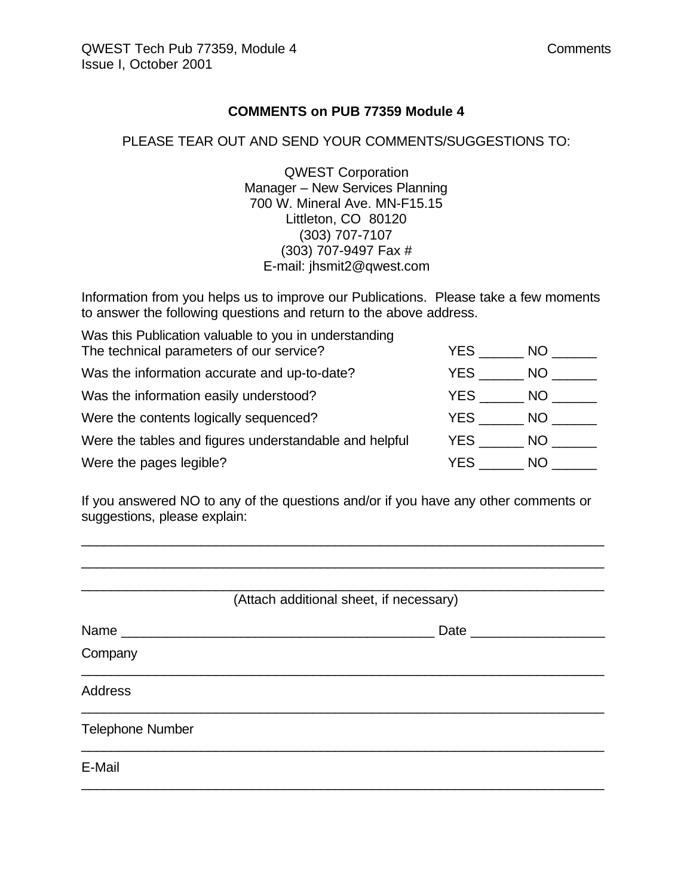## COMMENTS on PUB 77359 Module 4

PLEASE TEAR OUT AND SEND YOUR COMMENTS/SUGGESTIONS TO:

QWEST Corporation
Manager – New Services Planning
700 W. Mineral Ave. MN-F15.15
Littleton, CO 80120
(303) 707-7107
(303) 707-9497 Fax #
E-mail: jhsmit2@qwest.com

Information from you helps us to improve our Publications. Please take a few moments to answer the following questions and return to the above address.

| | |
|---|---|
| Was this Publication valuable to you in understanding The technical parameters of our service? | YES ______ NO ______ |
| Was the information accurate and up-to-date? | YES ______ NO ______ |
| Was the information easily understood? | YES ______ NO ______ |
| Were the contents logically sequenced? | YES ______ NO ______ |
| Were the tables and figures understandable and helpful | YES ______ NO ______ |
| Were the pages legible? | YES ______ NO ______ |

If you answered NO to any of the questions and/or if you have any other comments or suggestions, please explain:

______________________________________________________________________

______________________________________________________________________

______________________________________________________________________

(Attach additional sheet, if necessary)

Name ________________________________________ Date _________________

Company

______________________________________________________________________

Address

______________________________________________________________________

Telephone Number

______________________________________________________________________

E-Mail

______________________________________________________________________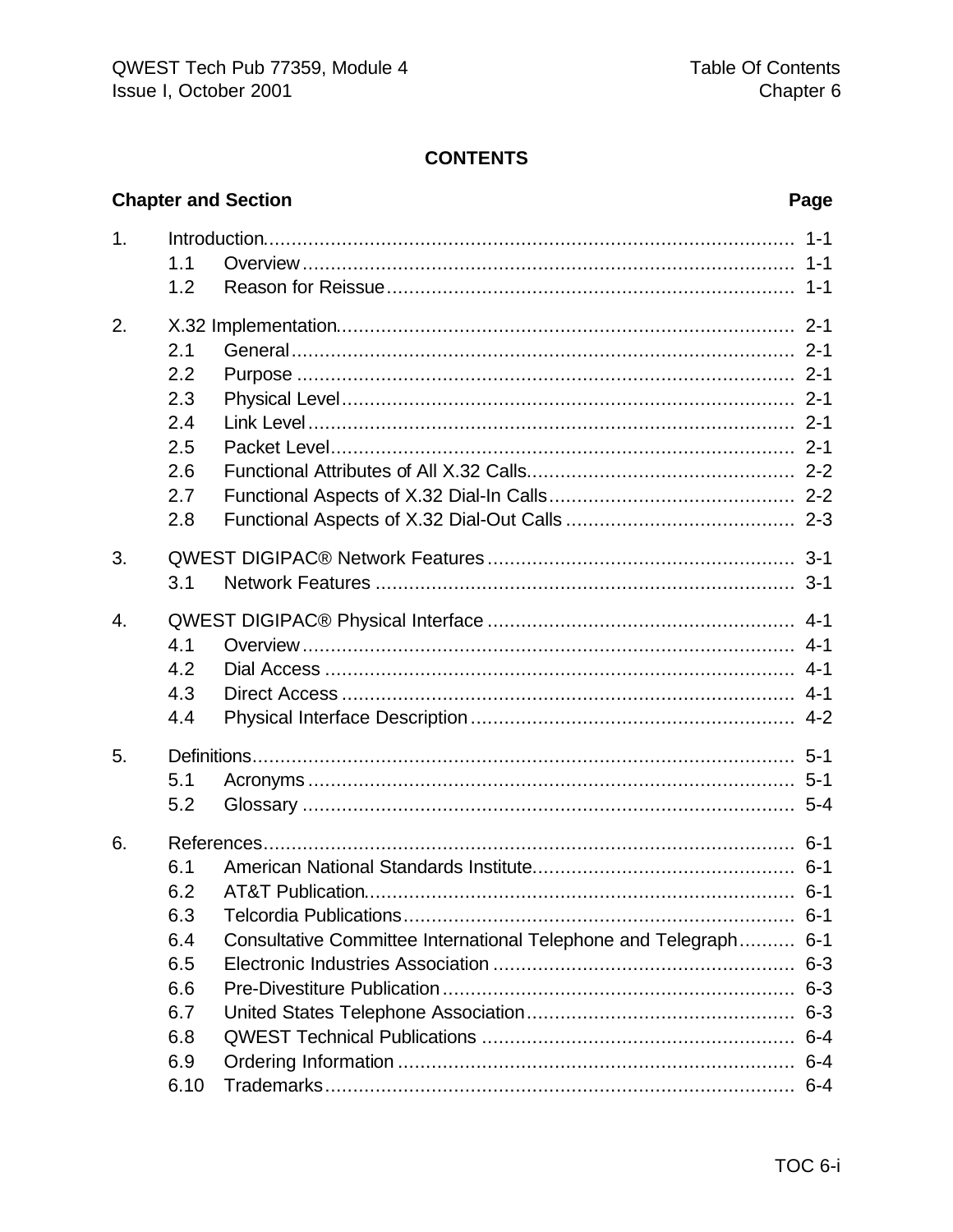## CONTENTS

| Chapter and Section | | Page |
|---|---|---|
| 1. | Introduction | 1-1 |
| | 1.1 Overview | 1-1 |
| | 1.2 Reason for Reissue | 1-1 |
| 2. | X.32 Implementation | 2-1 |
| | 2.1 General | 2-1 |
| | 2.2 Purpose | 2-1 |
| | 2.3 Physical Level | 2-1 |
| | 2.4 Link Level | 2-1 |
| | 2.5 Packet Level | 2-1 |
| | 2.6 Functional Attributes of All X.32 Calls | 2-2 |
| | 2.7 Functional Aspects of X.32 Dial-In Calls | 2-2 |
| | 2.8 Functional Aspects of X.32 Dial-Out Calls | 2-3 |
| 3. | QWEST DIGIPAC® Network Features | 3-1 |
| | 3.1 Network Features | 3-1 |
| 4. | QWEST DIGIPAC® Physical Interface | 4-1 |
| | 4.1 Overview | 4-1 |
| | 4.2 Dial Access | 4-1 |
| | 4.3 Direct Access | 4-1 |
| | 4.4 Physical Interface Description | 4-2 |
| 5. | Definitions | 5-1 |
| | 5.1 Acronyms | 5-1 |
| | 5.2 Glossary | 5-4 |
| 6. | References | 6-1 |
| | 6.1 American National Standards Institute | 6-1 |
| | 6.2 AT&T Publication | 6-1 |
| | 6.3 Telcordia Publications | 6-1 |
| | 6.4 Consultative Committee International Telephone and Telegraph | 6-1 |
| | 6.5 Electronic Industries Association | 6-3 |
| | 6.6 Pre-Divestiture Publication | 6-3 |
| | 6.7 United States Telephone Association | 6-3 |
| | 6.8 QWEST Technical Publications | 6-4 |
| | 6.9 Ordering Information | 6-4 |
| | 6.10 Trademarks | 6-4 |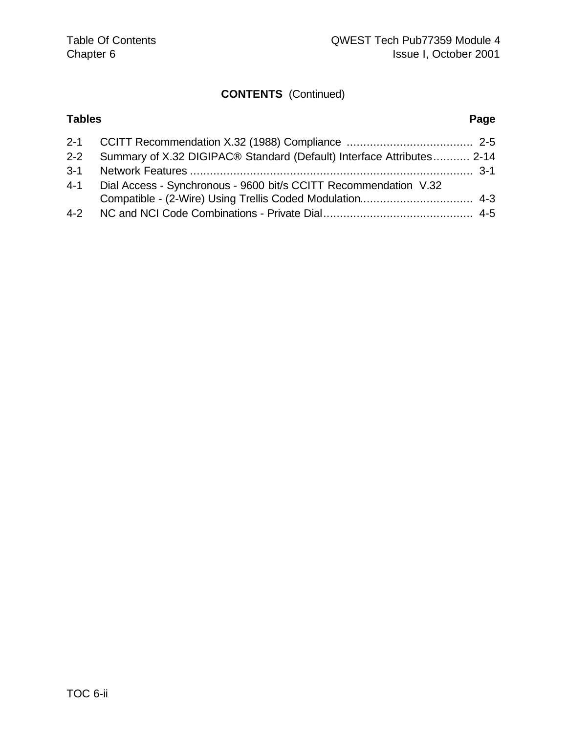**CONTENTS** (Continued)

| Tables | | Page |
|---|---|---|
| 2-1 | CCITT Recommendation X.32 (1988) Compliance | 2-5 |
| 2-2 | Summary of X.32 DIGIPAC® Standard (Default) Interface Attributes | 2-14 |
| 3-1 | Network Features | 3-1 |
| 4-1 | Dial Access - Synchronous - 9600 bit/s CCITT Recommendation V.32 Compatible - (2-Wire) Using Trellis Coded Modulation | 4-3 |
| 4-2 | NC and NCI Code Combinations - Private Dial | 4-5 |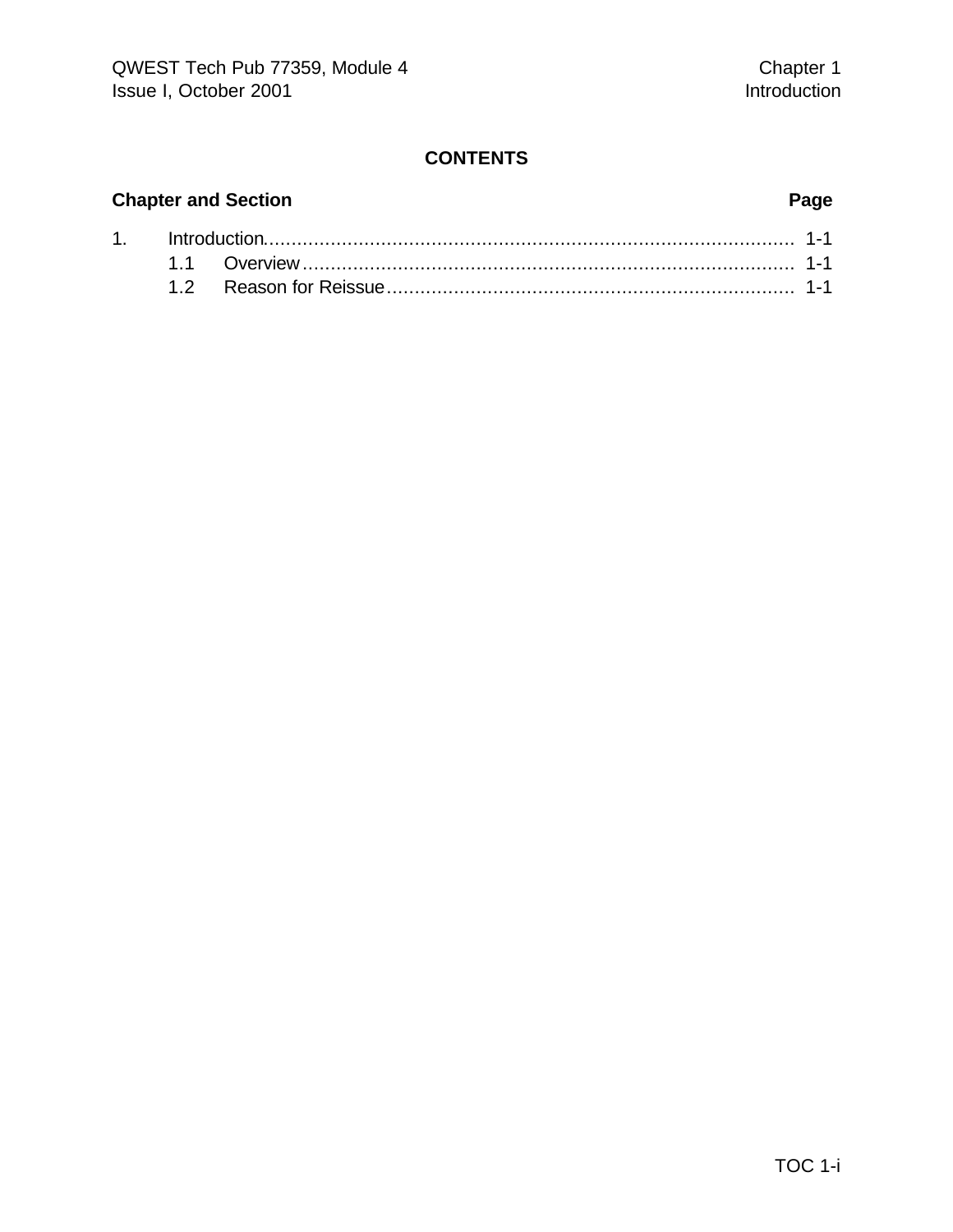## CONTENTS

**Chapter and Section** **Page**

| | | |
|---|---|---|
| 1. | Introduction | 1-1 |
| | 1.1 Overview | 1-1 |
| | 1.2 Reason for Reissue | 1-1 |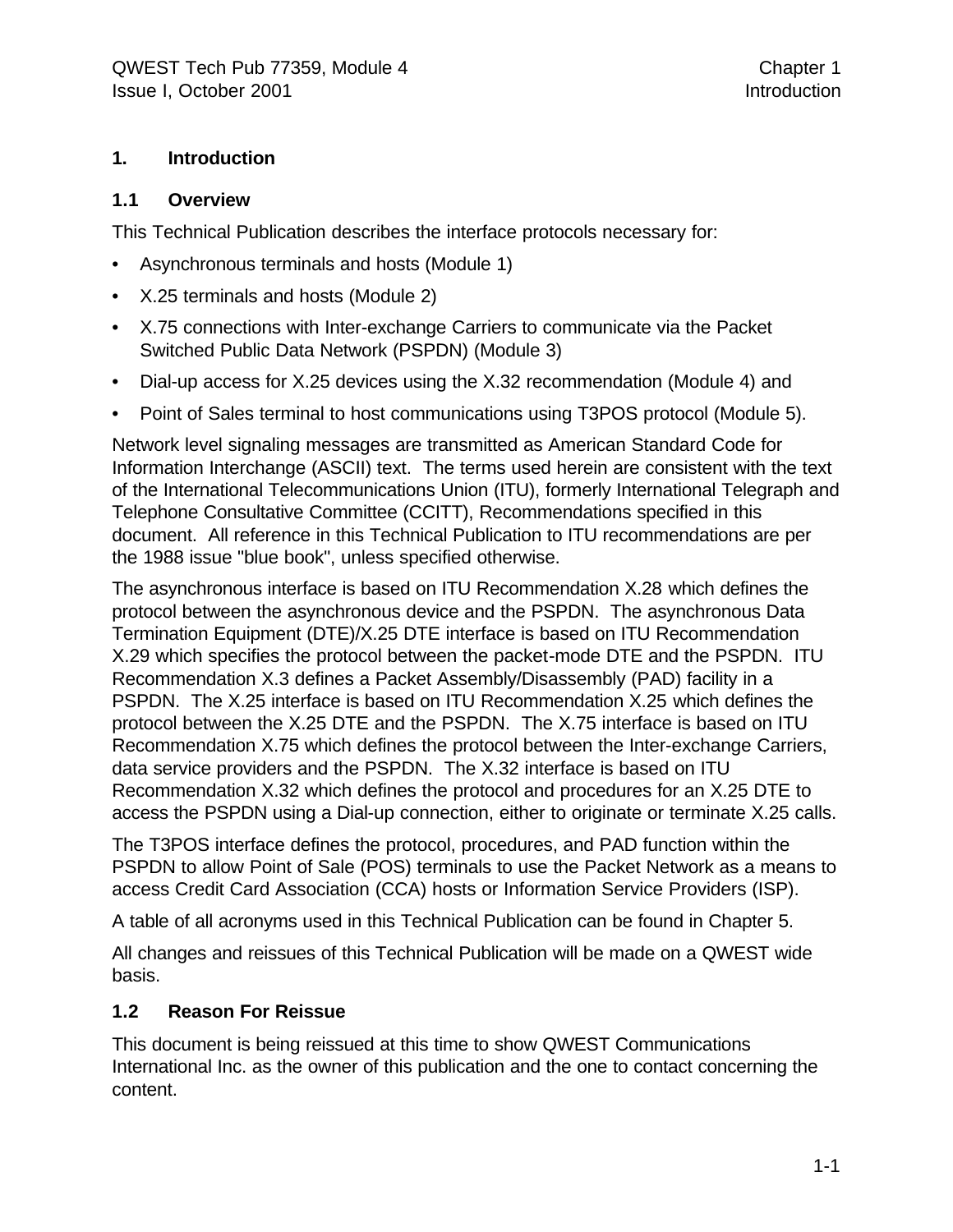# 1. Introduction

## 1.1 Overview

This Technical Publication describes the interface protocols necessary for:

- Asynchronous terminals and hosts (Module 1)
- X.25 terminals and hosts (Module 2)
- X.75 connections with Inter-exchange Carriers to communicate via the Packet Switched Public Data Network (PSPDN) (Module 3)
- Dial-up access for X.25 devices using the X.32 recommendation (Module 4) and
- Point of Sales terminal to host communications using T3POS protocol (Module 5).

Network level signaling messages are transmitted as American Standard Code for Information Interchange (ASCII) text. The terms used herein are consistent with the text of the International Telecommunications Union (ITU), formerly International Telegraph and Telephone Consultative Committee (CCITT), Recommendations specified in this document. All reference in this Technical Publication to ITU recommendations are per the 1988 issue "blue book", unless specified otherwise.

The asynchronous interface is based on ITU Recommendation X.28 which defines the protocol between the asynchronous device and the PSPDN. The asynchronous Data Termination Equipment (DTE)/X.25 DTE interface is based on ITU Recommendation X.29 which specifies the protocol between the packet-mode DTE and the PSPDN. ITU Recommendation X.3 defines a Packet Assembly/Disassembly (PAD) facility in a PSPDN. The X.25 interface is based on ITU Recommendation X.25 which defines the protocol between the X.25 DTE and the PSPDN. The X.75 interface is based on ITU Recommendation X.75 which defines the protocol between the Inter-exchange Carriers, data service providers and the PSPDN. The X.32 interface is based on ITU Recommendation X.32 which defines the protocol and procedures for an X.25 DTE to access the PSPDN using a Dial-up connection, either to originate or terminate X.25 calls.

The T3POS interface defines the protocol, procedures, and PAD function within the PSPDN to allow Point of Sale (POS) terminals to use the Packet Network as a means to access Credit Card Association (CCA) hosts or Information Service Providers (ISP).

A table of all acronyms used in this Technical Publication can be found in Chapter 5.

All changes and reissues of this Technical Publication will be made on a QWEST wide basis.

## 1.2 Reason For Reissue

This document is being reissued at this time to show QWEST Communications International Inc. as the owner of this publication and the one to contact concerning the content.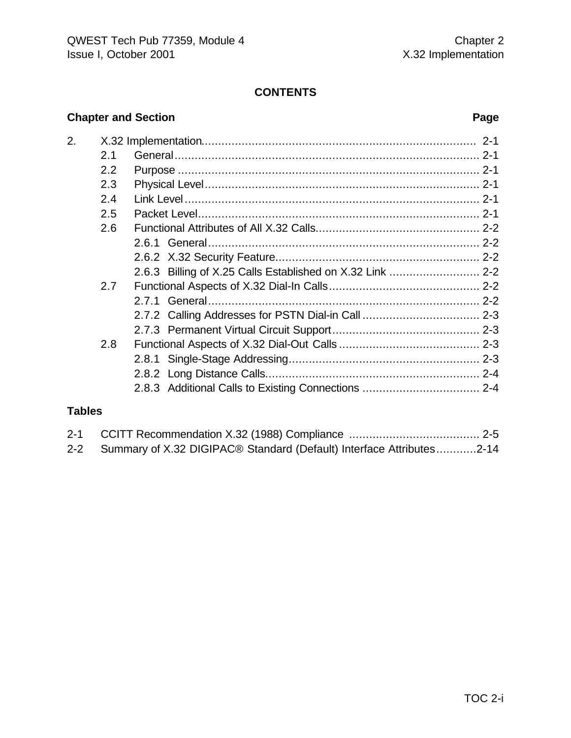**CONTENTS**

| Chapter and Section | | | Page |
|---|---|---|---|
| 2. | X.32 Implementation | | 2-1 |
| | 2.1 | General | 2-1 |
| | 2.2 | Purpose | 2-1 |
| | 2.3 | Physical Level | 2-1 |
| | 2.4 | Link Level | 2-1 |
| | 2.5 | Packet Level | 2-1 |
| | 2.6 | Functional Attributes of All X.32 Calls | 2-2 |
| | | 2.6.1 General | 2-2 |
| | | 2.6.2 X.32 Security Feature | 2-2 |
| | | 2.6.3 Billing of X.25 Calls Established on X.32 Link | 2-2 |
| | 2.7 | Functional Aspects of X.32 Dial-In Calls | 2-2 |
| | | 2.7.1 General | 2-2 |
| | | 2.7.2 Calling Addresses for PSTN Dial-in Call | 2-3 |
| | | 2.7.3 Permanent Virtual Circuit Support | 2-3 |
| | 2.8 | Functional Aspects of X.32 Dial-Out Calls | 2-3 |
| | | 2.8.1 Single-Stage Addressing | 2-3 |
| | | 2.8.2 Long Distance Calls | 2-4 |
| | | 2.8.3 Additional Calls to Existing Connections | 2-4 |

**Tables**

| | | |
|---|---|---|
| 2-1 | CCITT Recommendation X.32 (1988) Compliance | 2-5 |
| 2-2 | Summary of X.32 DIGIPAC® Standard (Default) Interface Attributes | 2-14 |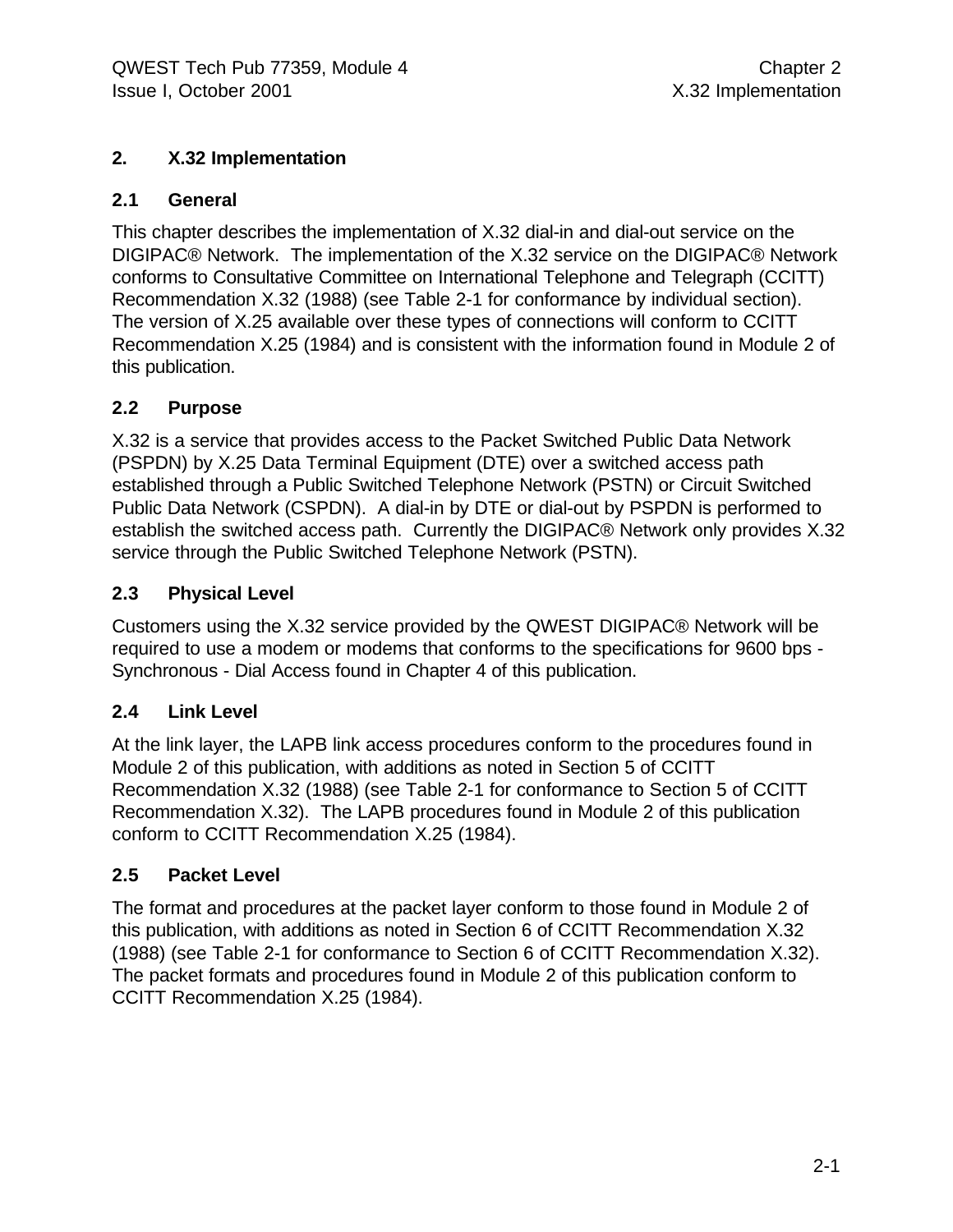# 2. X.32 Implementation

## 2.1 General

This chapter describes the implementation of X.32 dial-in and dial-out service on the DIGIPAC® Network. The implementation of the X.32 service on the DIGIPAC® Network conforms to Consultative Committee on International Telephone and Telegraph (CCITT) Recommendation X.32 (1988) (see Table 2-1 for conformance by individual section). The version of X.25 available over these types of connections will conform to CCITT Recommendation X.25 (1984) and is consistent with the information found in Module 2 of this publication.

## 2.2 Purpose

X.32 is a service that provides access to the Packet Switched Public Data Network (PSPDN) by X.25 Data Terminal Equipment (DTE) over a switched access path established through a Public Switched Telephone Network (PSTN) or Circuit Switched Public Data Network (CSPDN). A dial-in by DTE or dial-out by PSPDN is performed to establish the switched access path. Currently the DIGIPAC® Network only provides X.32 service through the Public Switched Telephone Network (PSTN).

## 2.3 Physical Level

Customers using the X.32 service provided by the QWEST DIGIPAC® Network will be required to use a modem or modems that conforms to the specifications for 9600 bps - Synchronous - Dial Access found in Chapter 4 of this publication.

## 2.4 Link Level

At the link layer, the LAPB link access procedures conform to the procedures found in Module 2 of this publication, with additions as noted in Section 5 of CCITT Recommendation X.32 (1988) (see Table 2-1 for conformance to Section 5 of CCITT Recommendation X.32). The LAPB procedures found in Module 2 of this publication conform to CCITT Recommendation X.25 (1984).

## 2.5 Packet Level

The format and procedures at the packet layer conform to those found in Module 2 of this publication, with additions as noted in Section 6 of CCITT Recommendation X.32 (1988) (see Table 2-1 for conformance to Section 6 of CCITT Recommendation X.32). The packet formats and procedures found in Module 2 of this publication conform to CCITT Recommendation X.25 (1984).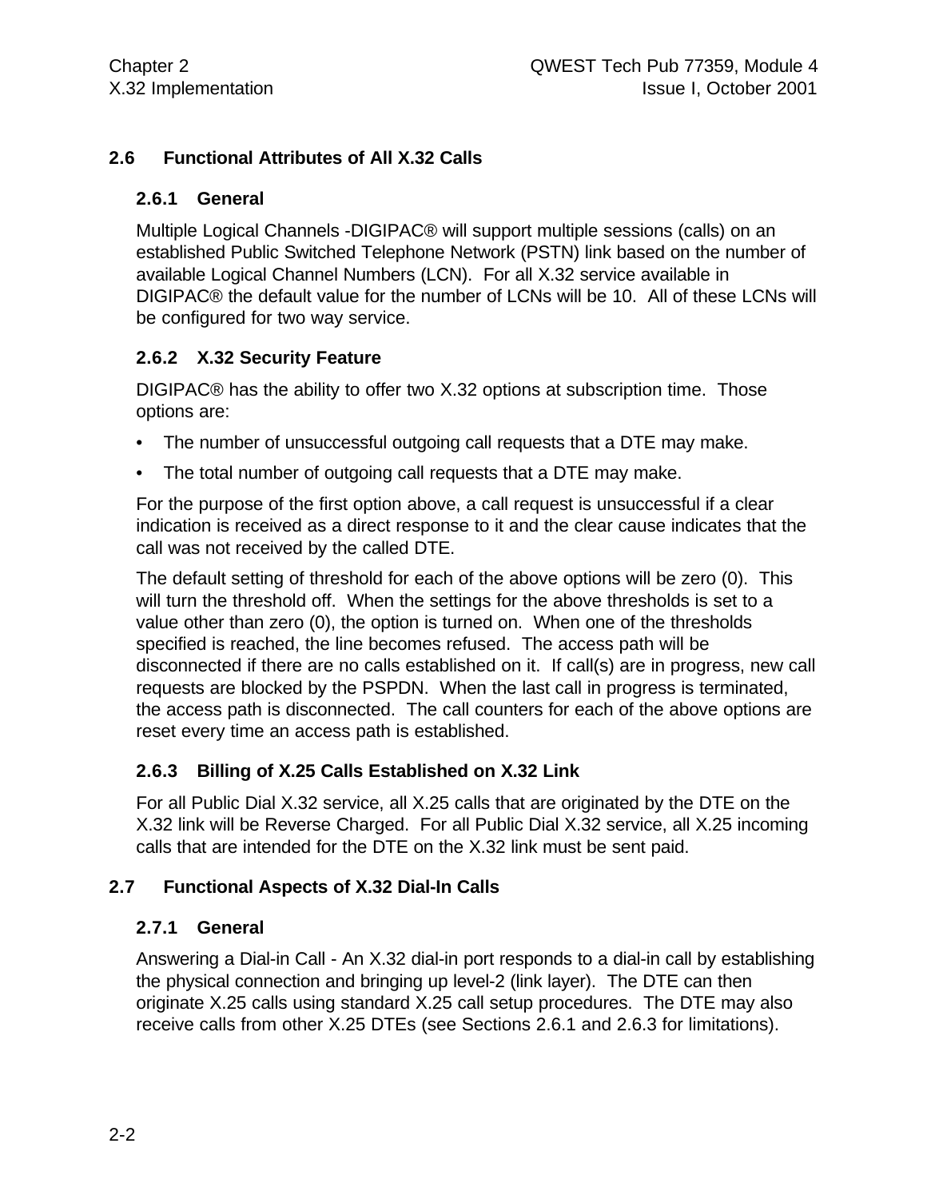## 2.6 Functional Attributes of All X.32 Calls

### 2.6.1 General

Multiple Logical Channels -DIGIPAC® will support multiple sessions (calls) on an established Public Switched Telephone Network (PSTN) link based on the number of available Logical Channel Numbers (LCN). For all X.32 service available in DIGIPAC® the default value for the number of LCNs will be 10. All of these LCNs will be configured for two way service.

### 2.6.2 X.32 Security Feature

DIGIPAC® has the ability to offer two X.32 options at subscription time. Those options are:

- The number of unsuccessful outgoing call requests that a DTE may make.
- The total number of outgoing call requests that a DTE may make.

For the purpose of the first option above, a call request is unsuccessful if a clear indication is received as a direct response to it and the clear cause indicates that the call was not received by the called DTE.

The default setting of threshold for each of the above options will be zero (0). This will turn the threshold off. When the settings for the above thresholds is set to a value other than zero (0), the option is turned on. When one of the thresholds specified is reached, the line becomes refused. The access path will be disconnected if there are no calls established on it. If call(s) are in progress, new call requests are blocked by the PSPDN. When the last call in progress is terminated, the access path is disconnected. The call counters for each of the above options are reset every time an access path is established.

### 2.6.3 Billing of X.25 Calls Established on X.32 Link

For all Public Dial X.32 service, all X.25 calls that are originated by the DTE on the X.32 link will be Reverse Charged. For all Public Dial X.32 service, all X.25 incoming calls that are intended for the DTE on the X.32 link must be sent paid.

## 2.7 Functional Aspects of X.32 Dial-In Calls

### 2.7.1 General

Answering a Dial-in Call - An X.32 dial-in port responds to a dial-in call by establishing the physical connection and bringing up level-2 (link layer). The DTE can then originate X.25 calls using standard X.25 call setup procedures. The DTE may also receive calls from other X.25 DTEs (see Sections 2.6.1 and 2.6.3 for limitations).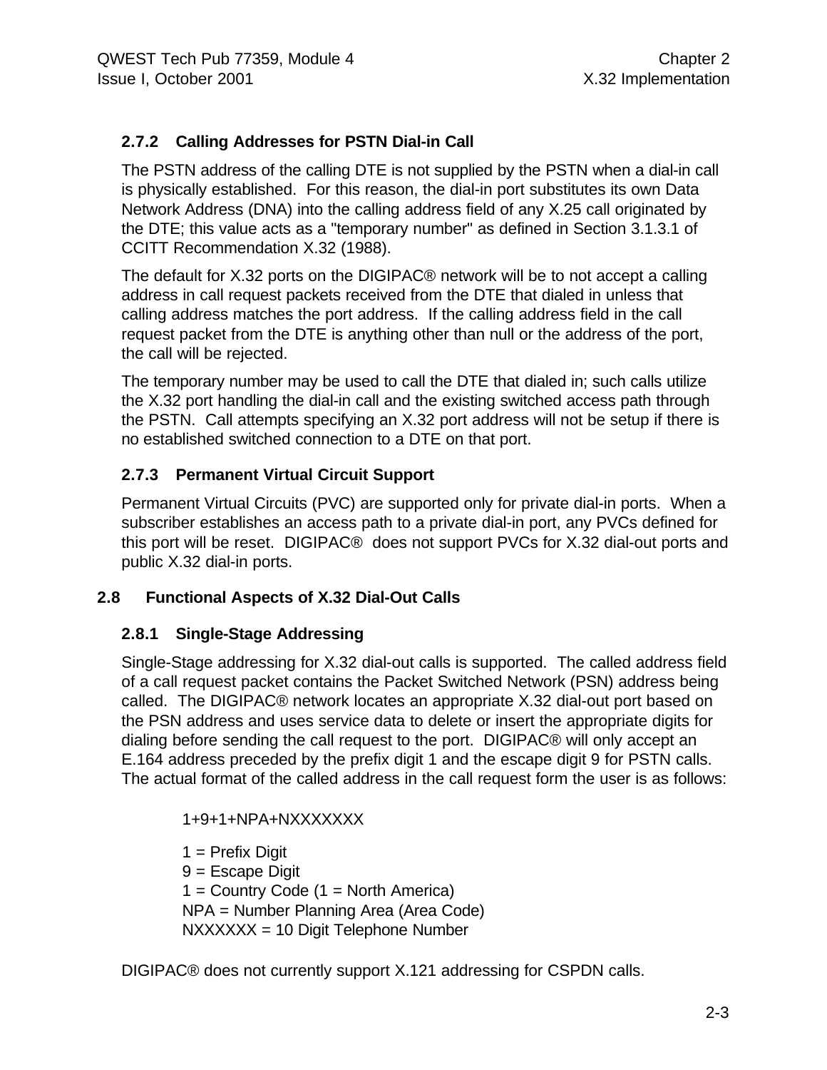### 2.7.2 Calling Addresses for PSTN Dial-in Call

The PSTN address of the calling DTE is not supplied by the PSTN when a dial-in call is physically established. For this reason, the dial-in port substitutes its own Data Network Address (DNA) into the calling address field of any X.25 call originated by the DTE; this value acts as a "temporary number" as defined in Section 3.1.3.1 of CCITT Recommendation X.32 (1988).

The default for X.32 ports on the DIGIPAC® network will be to not accept a calling address in call request packets received from the DTE that dialed in unless that calling address matches the port address. If the calling address field in the call request packet from the DTE is anything other than null or the address of the port, the call will be rejected.

The temporary number may be used to call the DTE that dialed in; such calls utilize the X.32 port handling the dial-in call and the existing switched access path through the PSTN. Call attempts specifying an X.32 port address will not be setup if there is no established switched connection to a DTE on that port.

### 2.7.3 Permanent Virtual Circuit Support

Permanent Virtual Circuits (PVC) are supported only for private dial-in ports. When a subscriber establishes an access path to a private dial-in port, any PVCs defined for this port will be reset. DIGIPAC® does not support PVCs for X.32 dial-out ports and public X.32 dial-in ports.

## 2.8 Functional Aspects of X.32 Dial-Out Calls

### 2.8.1 Single-Stage Addressing

Single-Stage addressing for X.32 dial-out calls is supported. The called address field of a call request packet contains the Packet Switched Network (PSN) address being called. The DIGIPAC® network locates an appropriate X.32 dial-out port based on the PSN address and uses service data to delete or insert the appropriate digits for dialing before sending the call request to the port. DIGIPAC® will only accept an E.164 address preceded by the prefix digit 1 and the escape digit 9 for PSTN calls. The actual format of the called address in the call request form the user is as follows:

1+9+1+NPA+NXXXXXXX

1 = Prefix Digit
9 = Escape Digit
1 = Country Code (1 = North America)
NPA = Number Planning Area (Area Code)
NXXXXXX = 10 Digit Telephone Number

DIGIPAC® does not currently support X.121 addressing for CSPDN calls.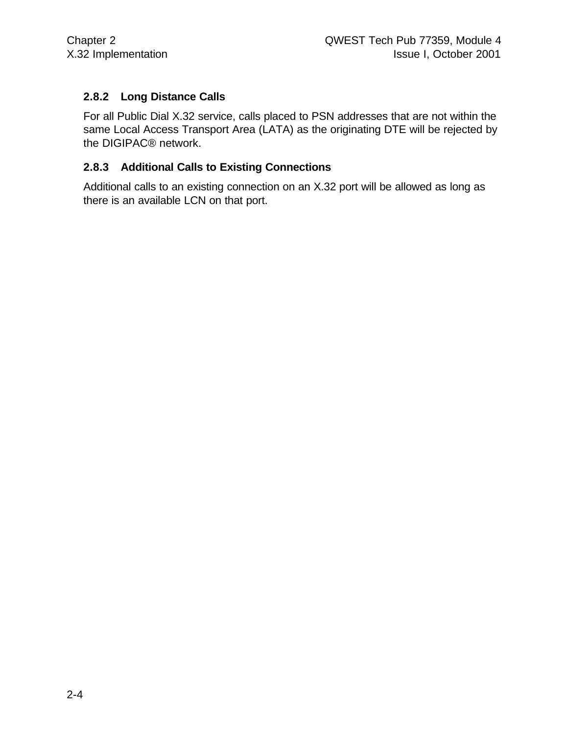### 2.8.2 Long Distance Calls

For all Public Dial X.32 service, calls placed to PSN addresses that are not within the same Local Access Transport Area (LATA) as the originating DTE will be rejected by the DIGIPAC® network.

### 2.8.3 Additional Calls to Existing Connections

Additional calls to an existing connection on an X.32 port will be allowed as long as there is an available LCN on that port.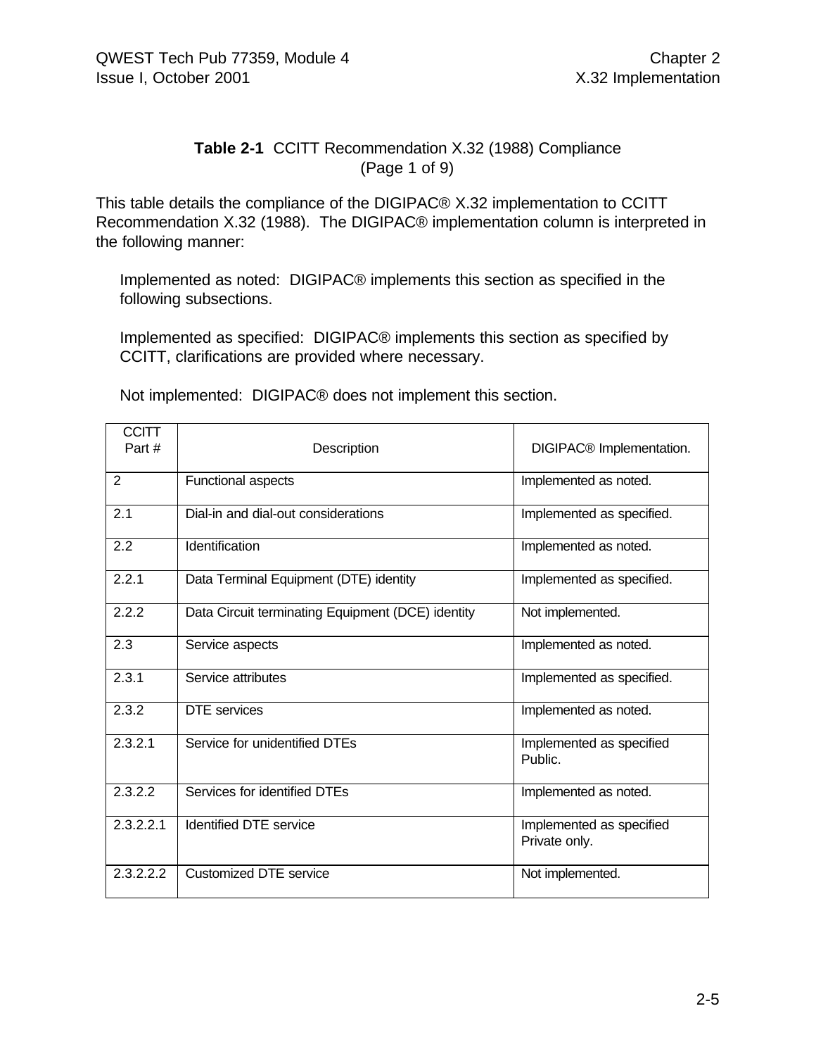**Table 2-1** CCITT Recommendation X.32 (1988) Compliance
(Page 1 of 9)

This table details the compliance of the DIGIPAC® X.32 implementation to CCITT Recommendation X.32 (1988). The DIGIPAC® implementation column is interpreted in the following manner:

Implemented as noted: DIGIPAC® implements this section as specified in the following subsections.

Implemented as specified: DIGIPAC® implements this section as specified by CCITT, clarifications are provided where necessary.

Not implemented: DIGIPAC® does not implement this section.

| CCITT Part # | Description | DIGIPAC® Implementation. |
|---|---|---|
| 2 | Functional aspects | Implemented as noted. |
| 2.1 | Dial-in and dial-out considerations | Implemented as specified. |
| 2.2 | Identification | Implemented as noted. |
| 2.2.1 | Data Terminal Equipment (DTE) identity | Implemented as specified. |
| 2.2.2 | Data Circuit terminating Equipment (DCE) identity | Not implemented. |
| 2.3 | Service aspects | Implemented as noted. |
| 2.3.1 | Service attributes | Implemented as specified. |
| 2.3.2 | DTE services | Implemented as noted. |
| 2.3.2.1 | Service for unidentified DTEs | Implemented as specified Public. |
| 2.3.2.2 | Services for identified DTEs | Implemented as noted. |
| 2.3.2.2.1 | Identified DTE service | Implemented as specified Private only. |
| 2.3.2.2.2 | Customized DTE service | Not implemented. |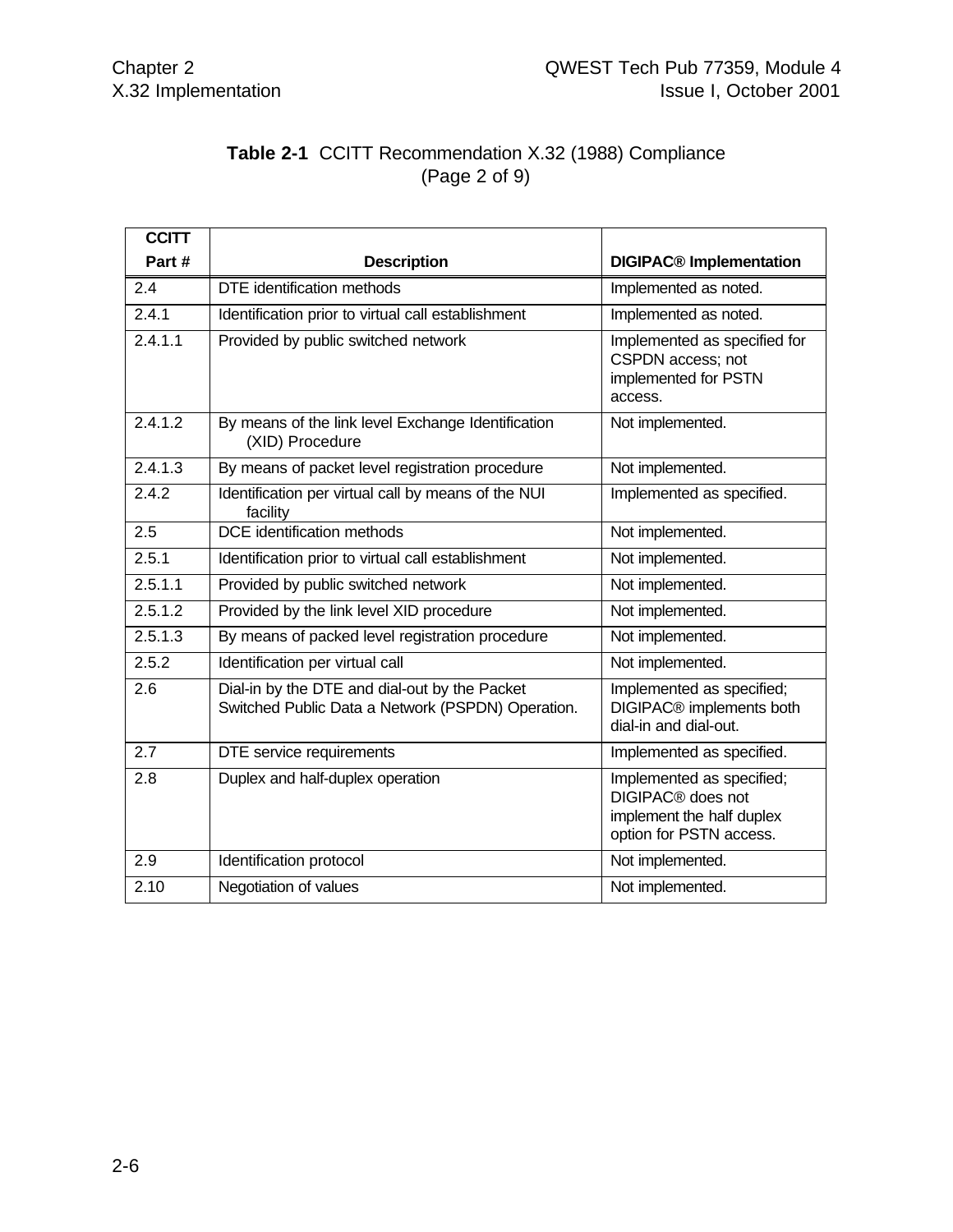**Table 2-1** CCITT Recommendation X.32 (1988) Compliance
(Page 2 of 9)

| CCITT Part # | Description | DIGIPAC® Implementation |
|---|---|---|
| 2.4 | DTE identification methods | Implemented as noted. |
| 2.4.1 | Identification prior to virtual call establishment | Implemented as noted. |
| 2.4.1.1 | Provided by public switched network | Implemented as specified for CSPDN access; not implemented for PSTN access. |
| 2.4.1.2 | By means of the link level Exchange Identification (XID) Procedure | Not implemented. |
| 2.4.1.3 | By means of packet level registration procedure | Not implemented. |
| 2.4.2 | Identification per virtual call by means of the NUI facility | Implemented as specified. |
| 2.5 | DCE identification methods | Not implemented. |
| 2.5.1 | Identification prior to virtual call establishment | Not implemented. |
| 2.5.1.1 | Provided by public switched network | Not implemented. |
| 2.5.1.2 | Provided by the link level XID procedure | Not implemented. |
| 2.5.1.3 | By means of packed level registration procedure | Not implemented. |
| 2.5.2 | Identification per virtual call | Not implemented. |
| 2.6 | Dial-in by the DTE and dial-out by the Packet Switched Public Data a Network (PSPDN) Operation. | Implemented as specified; DIGIPAC® implements both dial-in and dial-out. |
| 2.7 | DTE service requirements | Implemented as specified. |
| 2.8 | Duplex and half-duplex operation | Implemented as specified; DIGIPAC® does not implement the half duplex option for PSTN access. |
| 2.9 | Identification protocol | Not implemented. |
| 2.10 | Negotiation of values | Not implemented. |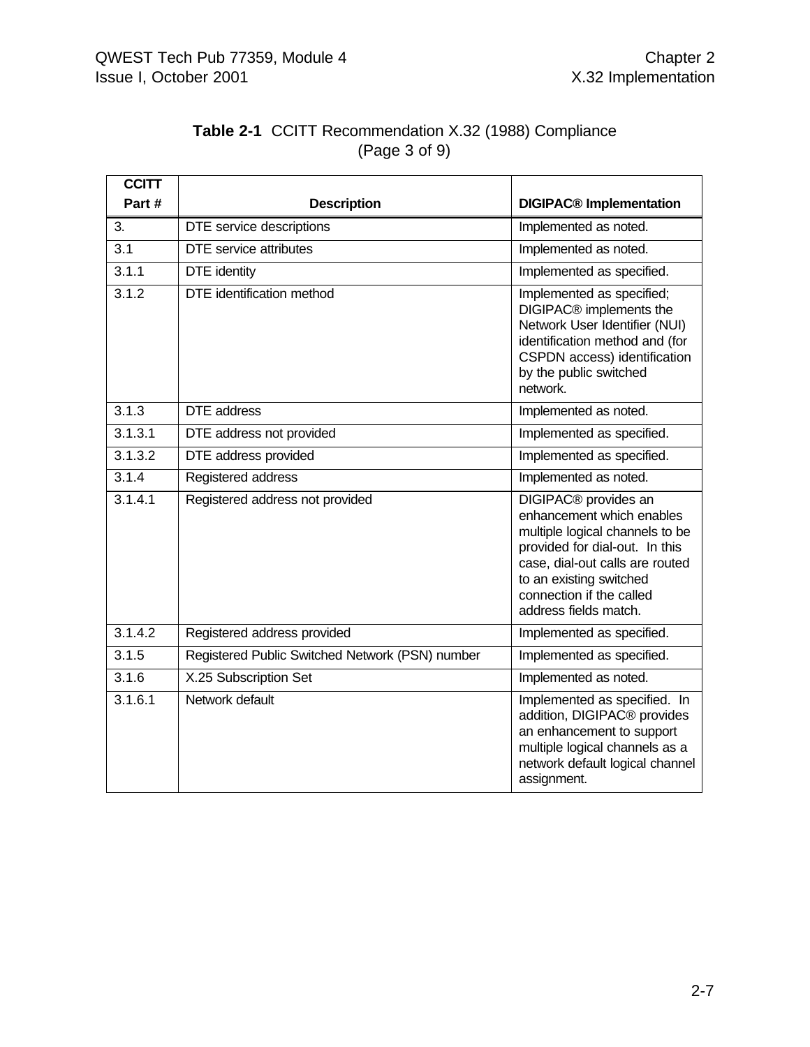**Table 2-1** CCITT Recommendation X.32 (1988) Compliance (Page 3 of 9)

| CCITT Part # | Description | DIGIPAC® Implementation |
|---|---|---|
| 3. | DTE service descriptions | Implemented as noted. |
| 3.1 | DTE service attributes | Implemented as noted. |
| 3.1.1 | DTE identity | Implemented as specified. |
| 3.1.2 | DTE identification method | Implemented as specified; DIGIPAC® implements the Network User Identifier (NUI) identification method and (for CSPDN access) identification by the public switched network. |
| 3.1.3 | DTE address | Implemented as noted. |
| 3.1.3.1 | DTE address not provided | Implemented as specified. |
| 3.1.3.2 | DTE address provided | Implemented as specified. |
| 3.1.4 | Registered address | Implemented as noted. |
| 3.1.4.1 | Registered address not provided | DIGIPAC® provides an enhancement which enables multiple logical channels to be provided for dial-out. In this case, dial-out calls are routed to an existing switched connection if the called address fields match. |
| 3.1.4.2 | Registered address provided | Implemented as specified. |
| 3.1.5 | Registered Public Switched Network (PSN) number | Implemented as specified. |
| 3.1.6 | X.25 Subscription Set | Implemented as noted. |
| 3.1.6.1 | Network default | Implemented as specified. In addition, DIGIPAC® provides an enhancement to support multiple logical channels as a network default logical channel assignment. |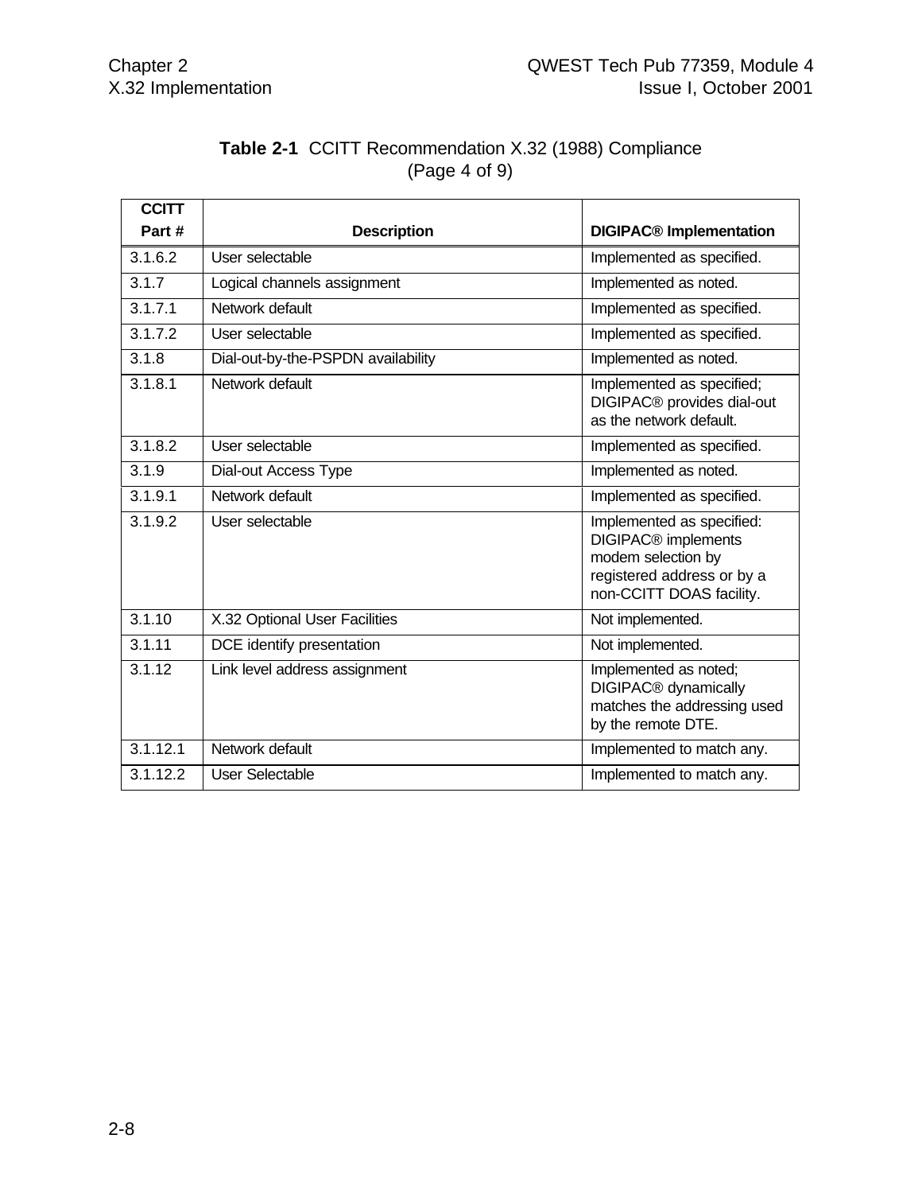**Table 2-1** CCITT Recommendation X.32 (1988) Compliance
(Page 4 of 9)

| CCITT Part # | Description | DIGIPAC® Implementation |
|---|---|---|
| 3.1.6.2 | User selectable | Implemented as specified. |
| 3.1.7 | Logical channels assignment | Implemented as noted. |
| 3.1.7.1 | Network default | Implemented as specified. |
| 3.1.7.2 | User selectable | Implemented as specified. |
| 3.1.8 | Dial-out-by-the-PSPDN availability | Implemented as noted. |
| 3.1.8.1 | Network default | Implemented as specified; DIGIPAC® provides dial-out as the network default. |
| 3.1.8.2 | User selectable | Implemented as specified. |
| 3.1.9 | Dial-out Access Type | Implemented as noted. |
| 3.1.9.1 | Network default | Implemented as specified. |
| 3.1.9.2 | User selectable | Implemented as specified: DIGIPAC® implements modem selection by registered address or by a non-CCITT DOAS facility. |
| 3.1.10 | X.32 Optional User Facilities | Not implemented. |
| 3.1.11 | DCE identify presentation | Not implemented. |
| 3.1.12 | Link level address assignment | Implemented as noted; DIGIPAC® dynamically matches the addressing used by the remote DTE. |
| 3.1.12.1 | Network default | Implemented to match any. |
| 3.1.12.2 | User Selectable | Implemented to match any. |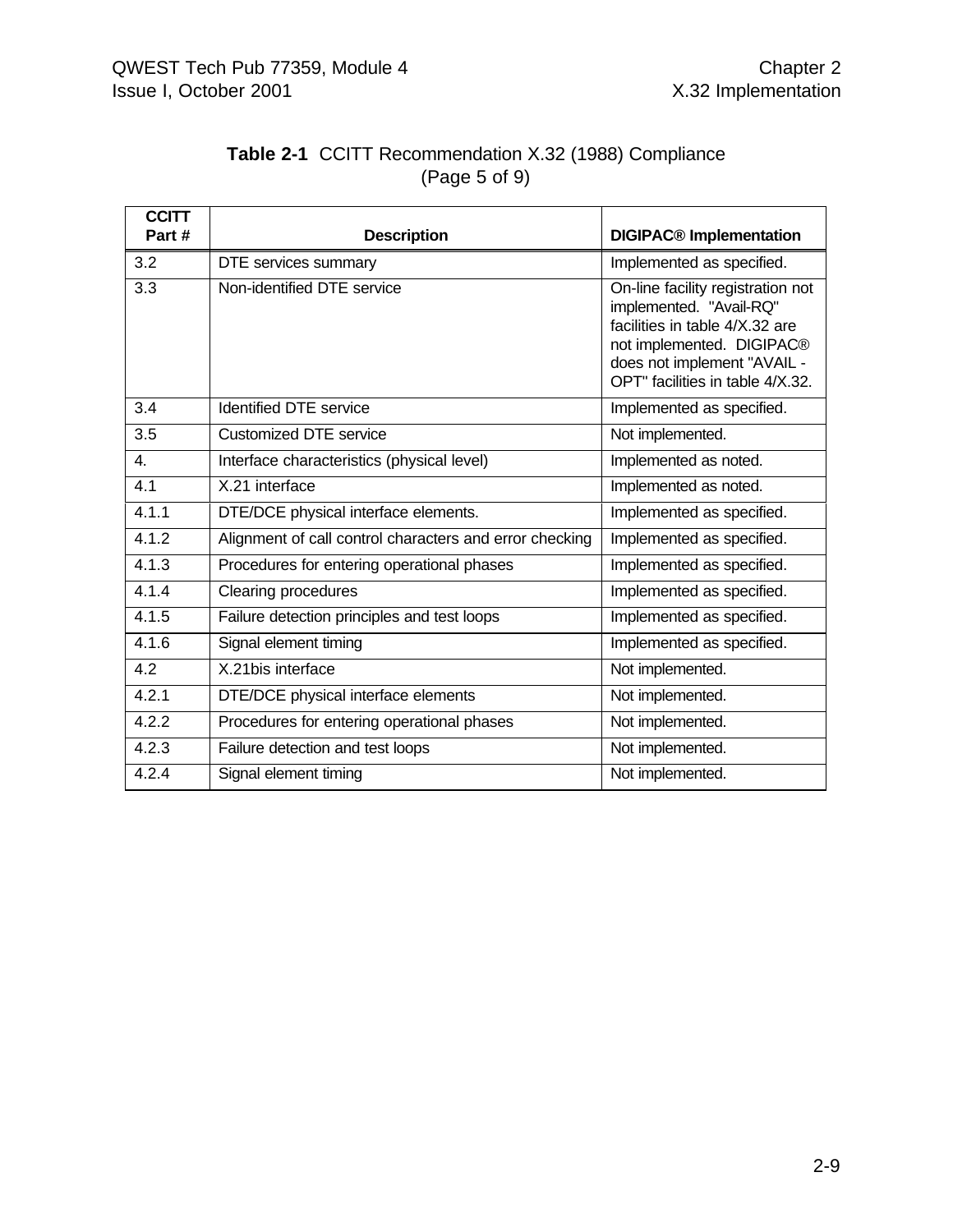**Table 2-1** CCITT Recommendation X.32 (1988) Compliance (Page 5 of 9)

| CCITT Part # | Description | DIGIPAC® Implementation |
|---|---|---|
| 3.2 | DTE services summary | Implemented as specified. |
| 3.3 | Non-identified DTE service | On-line facility registration not implemented. "Avail-RQ" facilities in table 4/X.32 are not implemented. DIGIPAC® does not implement "AVAIL - OPT" facilities in table 4/X.32. |
| 3.4 | Identified DTE service | Implemented as specified. |
| 3.5 | Customized DTE service | Not implemented. |
| 4. | Interface characteristics (physical level) | Implemented as noted. |
| 4.1 | X.21 interface | Implemented as noted. |
| 4.1.1 | DTE/DCE physical interface elements. | Implemented as specified. |
| 4.1.2 | Alignment of call control characters and error checking | Implemented as specified. |
| 4.1.3 | Procedures for entering operational phases | Implemented as specified. |
| 4.1.4 | Clearing procedures | Implemented as specified. |
| 4.1.5 | Failure detection principles and test loops | Implemented as specified. |
| 4.1.6 | Signal element timing | Implemented as specified. |
| 4.2 | X.21bis interface | Not implemented. |
| 4.2.1 | DTE/DCE physical interface elements | Not implemented. |
| 4.2.2 | Procedures for entering operational phases | Not implemented. |
| 4.2.3 | Failure detection and test loops | Not implemented. |
| 4.2.4 | Signal element timing | Not implemented. |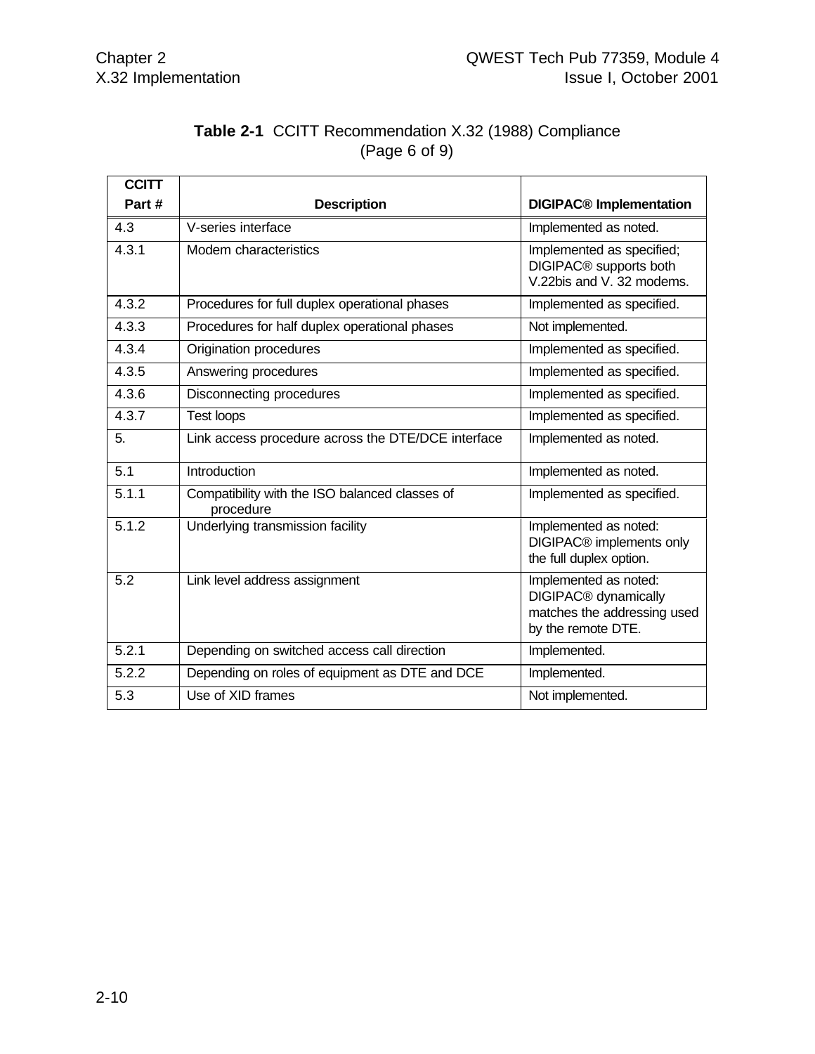**Table 2-1** CCITT Recommendation X.32 (1988) Compliance (Page 6 of 9)

| CCITT Part # | Description | DIGIPAC® Implementation |
|---|---|---|
| 4.3 | V-series interface | Implemented as noted. |
| 4.3.1 | Modem characteristics | Implemented as specified; DIGIPAC® supports both V.22bis and V. 32 modems. |
| 4.3.2 | Procedures for full duplex operational phases | Implemented as specified. |
| 4.3.3 | Procedures for half duplex operational phases | Not implemented. |
| 4.3.4 | Origination procedures | Implemented as specified. |
| 4.3.5 | Answering procedures | Implemented as specified. |
| 4.3.6 | Disconnecting procedures | Implemented as specified. |
| 4.3.7 | Test loops | Implemented as specified. |
| 5. | Link access procedure across the DTE/DCE interface | Implemented as noted. |
| 5.1 | Introduction | Implemented as noted. |
| 5.1.1 | Compatibility with the ISO balanced classes of procedure | Implemented as specified. |
| 5.1.2 | Underlying transmission facility | Implemented as noted: DIGIPAC® implements only the full duplex option. |
| 5.2 | Link level address assignment | Implemented as noted: DIGIPAC® dynamically matches the addressing used by the remote DTE. |
| 5.2.1 | Depending on switched access call direction | Implemented. |
| 5.2.2 | Depending on roles of equipment as DTE and DCE | Implemented. |
| 5.3 | Use of XID frames | Not implemented. |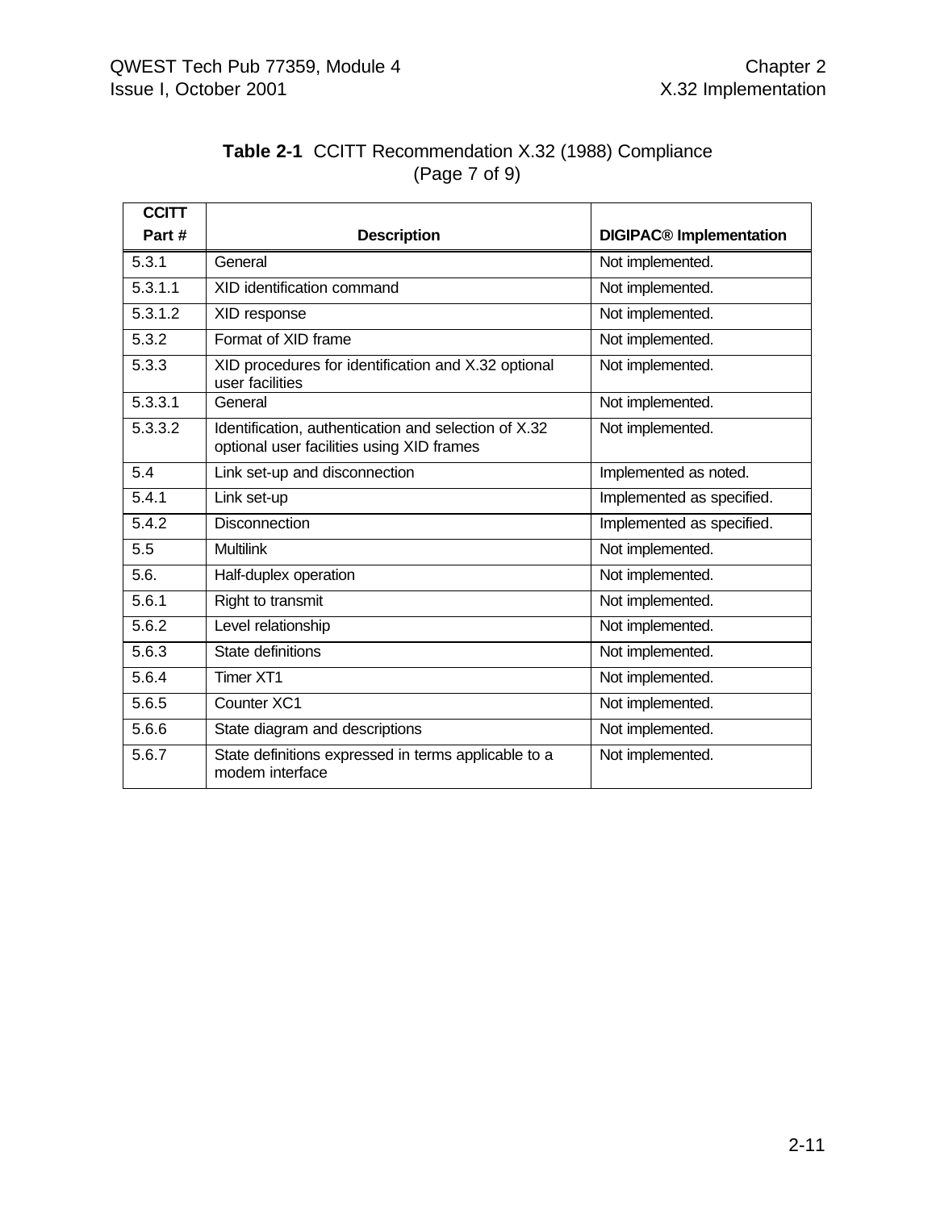**Table 2-1** CCITT Recommendation X.32 (1988) Compliance (Page 7 of 9)

| CCITT Part # | Description | DIGIPAC® Implementation |
|---|---|---|
| 5.3.1 | General | Not implemented. |
| 5.3.1.1 | XID identification command | Not implemented. |
| 5.3.1.2 | XID response | Not implemented. |
| 5.3.2 | Format of XID frame | Not implemented. |
| 5.3.3 | XID procedures for identification and X.32 optional user facilities | Not implemented. |
| 5.3.3.1 | General | Not implemented. |
| 5.3.3.2 | Identification, authentication and selection of X.32 optional user facilities using XID frames | Not implemented. |
| 5.4 | Link set-up and disconnection | Implemented as noted. |
| 5.4.1 | Link set-up | Implemented as specified. |
| 5.4.2 | Disconnection | Implemented as specified. |
| 5.5 | Multilink | Not implemented. |
| 5.6. | Half-duplex operation | Not implemented. |
| 5.6.1 | Right to transmit | Not implemented. |
| 5.6.2 | Level relationship | Not implemented. |
| 5.6.3 | State definitions | Not implemented. |
| 5.6.4 | Timer XT1 | Not implemented. |
| 5.6.5 | Counter XC1 | Not implemented. |
| 5.6.6 | State diagram and descriptions | Not implemented. |
| 5.6.7 | State definitions expressed in terms applicable to a modem interface | Not implemented. |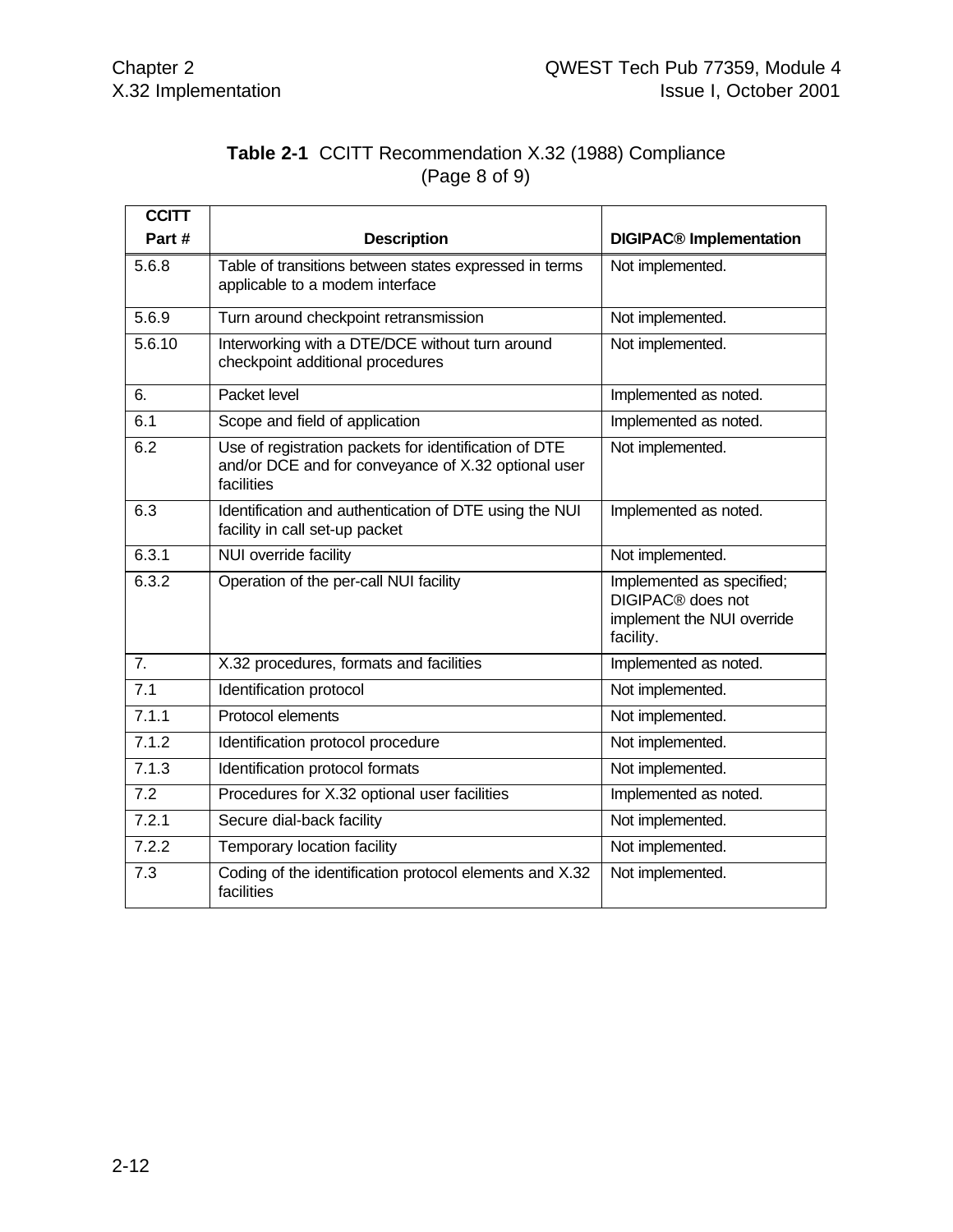**Table 2-1** CCITT Recommendation X.32 (1988) Compliance (Page 8 of 9)

| CCITT Part # | Description | DIGIPAC® Implementation |
|---|---|---|
| 5.6.8 | Table of transitions between states expressed in terms applicable to a modem interface | Not implemented. |
| 5.6.9 | Turn around checkpoint retransmission | Not implemented. |
| 5.6.10 | Interworking with a DTE/DCE without turn around checkpoint additional procedures | Not implemented. |
| 6. | Packet level | Implemented as noted. |
| 6.1 | Scope and field of application | Implemented as noted. |
| 6.2 | Use of registration packets for identification of DTE and/or DCE and for conveyance of X.32 optional user facilities | Not implemented. |
| 6.3 | Identification and authentication of DTE using the NUI facility in call set-up packet | Implemented as noted. |
| 6.3.1 | NUI override facility | Not implemented. |
| 6.3.2 | Operation of the per-call NUI facility | Implemented as specified; DIGIPAC® does not implement the NUI override facility. |
| 7. | X.32 procedures, formats and facilities | Implemented as noted. |
| 7.1 | Identification protocol | Not implemented. |
| 7.1.1 | Protocol elements | Not implemented. |
| 7.1.2 | Identification protocol procedure | Not implemented. |
| 7.1.3 | Identification protocol formats | Not implemented. |
| 7.2 | Procedures for X.32 optional user facilities | Implemented as noted. |
| 7.2.1 | Secure dial-back facility | Not implemented. |
| 7.2.2 | Temporary location facility | Not implemented. |
| 7.3 | Coding of the identification protocol elements and X.32 facilities | Not implemented. |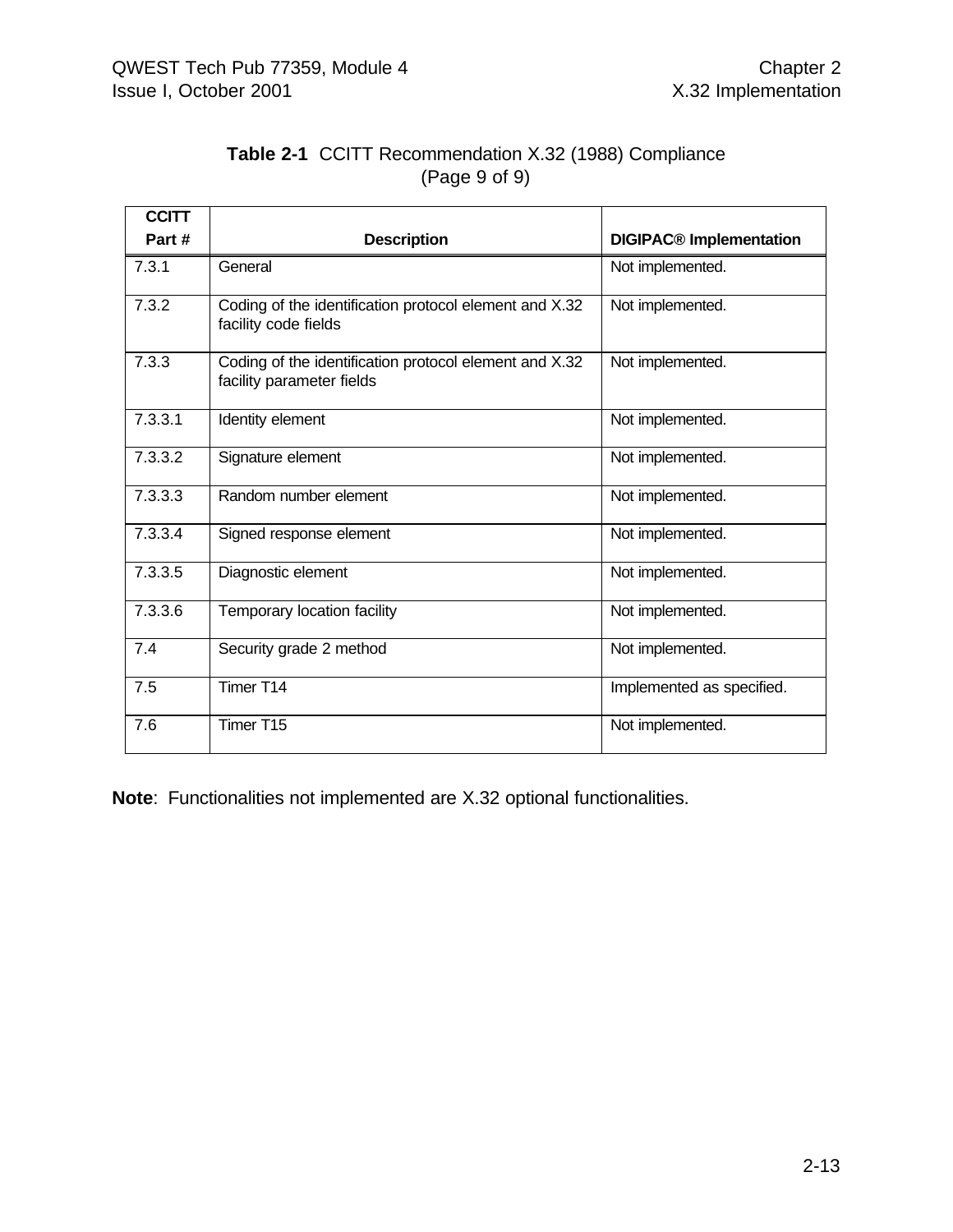**Table 2-1** CCITT Recommendation X.32 (1988) Compliance (Page 9 of 9)

| CCITT Part # | Description | DIGIPAC® Implementation |
|---|---|---|
| 7.3.1 | General | Not implemented. |
| 7.3.2 | Coding of the identification protocol element and X.32 facility code fields | Not implemented. |
| 7.3.3 | Coding of the identification protocol element and X.32 facility parameter fields | Not implemented. |
| 7.3.3.1 | Identity element | Not implemented. |
| 7.3.3.2 | Signature element | Not implemented. |
| 7.3.3.3 | Random number element | Not implemented. |
| 7.3.3.4 | Signed response element | Not implemented. |
| 7.3.3.5 | Diagnostic element | Not implemented. |
| 7.3.3.6 | Temporary location facility | Not implemented. |
| 7.4 | Security grade 2 method | Not implemented. |
| 7.5 | Timer T14 | Implemented as specified. |
| 7.6 | Timer T15 | Not implemented. |

**Note**: Functionalities not implemented are X.32 optional functionalities.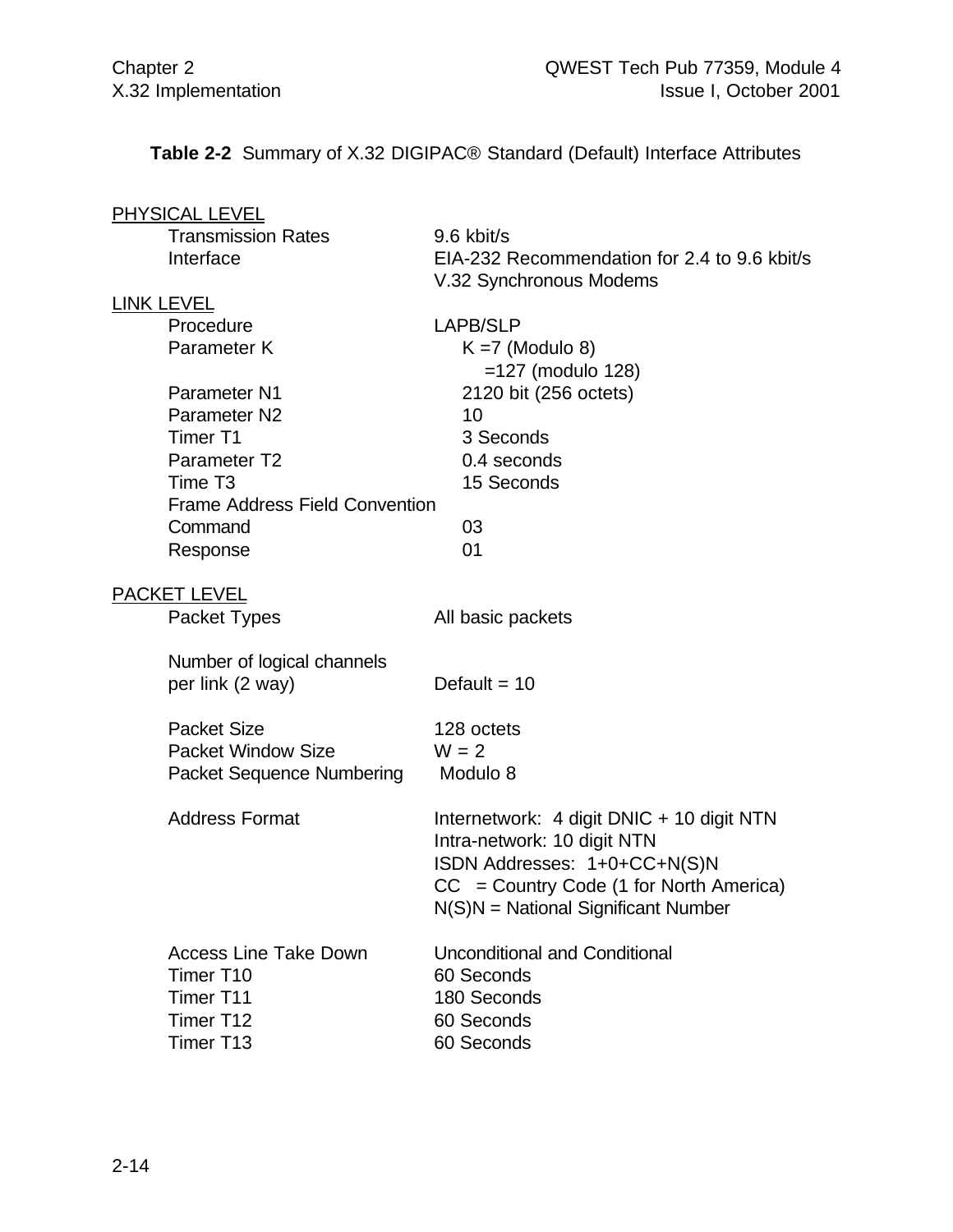**Table 2-2** Summary of X.32 DIGIPAC® Standard (Default) Interface Attributes

| | |
|---|---|
| PHYSICAL LEVEL | |
| Transmission Rates | 9.6 kbit/s |
| Interface | EIA-232 Recommendation for 2.4 to 9.6 kbit/s V.32 Synchronous Modems |
| LINK LEVEL | |
| Procedure | LAPB/SLP |
| Parameter K | K =7 (Modulo 8)<br>=127 (modulo 128) |
| Parameter N1 | 2120 bit (256 octets) |
| Parameter N2 | 10 |
| Timer T1 | 3 Seconds |
| Parameter T2 | 0.4 seconds |
| Time T3 | 15 Seconds |
| Frame Address Field Convention | |
| Command | 03 |
| Response | 01 |
| PACKET LEVEL | |
| Packet Types | All basic packets |
| Number of logical channels per link (2 way) | Default = 10 |
| Packet Size | 128 octets |
| Packet Window Size | W = 2 |
| Packet Sequence Numbering | Modulo 8 |
| Address Format | Internetwork: 4 digit DNIC + 10 digit NTN<br>Intra-network: 10 digit NTN<br>ISDN Addresses: 1+0+CC+N(S)N<br>CC = Country Code (1 for North America)<br>N(S)N = National Significant Number |
| Access Line Take Down | Unconditional and Conditional |
| Timer T10 | 60 Seconds |
| Timer T11 | 180 Seconds |
| Timer T12 | 60 Seconds |
| Timer T13 | 60 Seconds |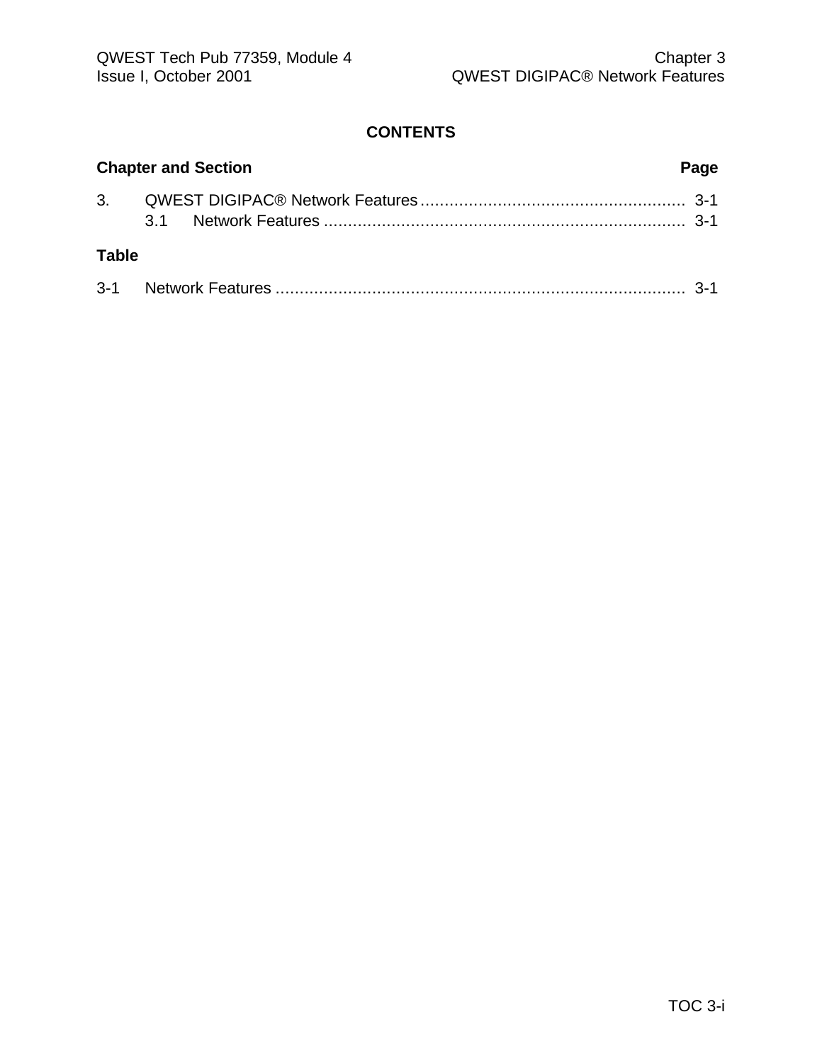## CONTENTS

**Chapter and Section** **Page**

3. QWEST DIGIPAC® Network Features ...................................................... 3-1
   3.1 Network Features .......................................................................... 3-1

**Table**

3-1 Network Features .................................................................................... 3-1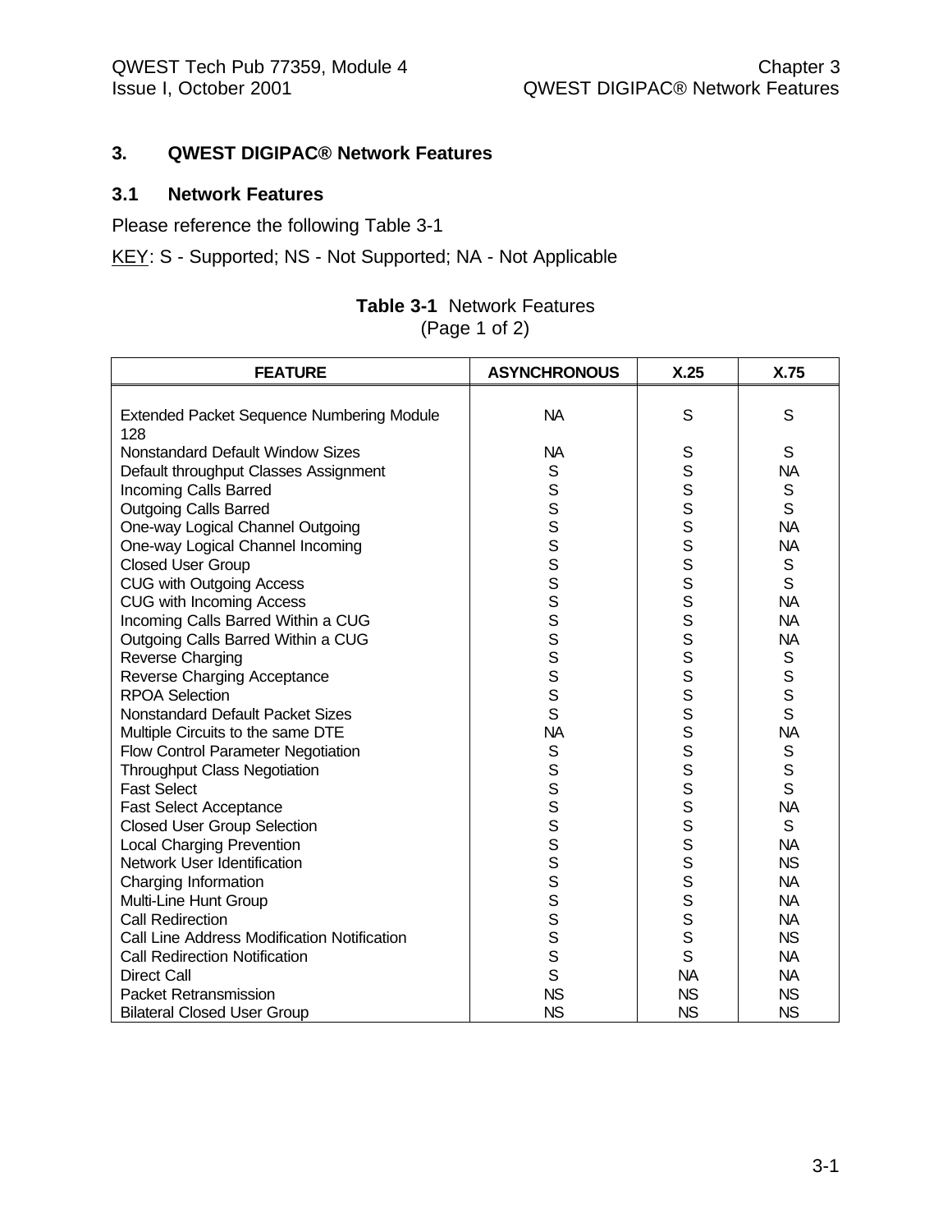# 3. QWEST DIGIPAC® Network Features

## 3.1 Network Features

Please reference the following Table 3-1

KEY: S - Supported; NS - Not Supported; NA - Not Applicable

**Table 3-1** Network Features
(Page 1 of 2)

| FEATURE | ASYNCHRONOUS | X.25 | X.75 |
|---|---|---|---|
| Extended Packet Sequence Numbering Module 128 | NA | S | S |
| Nonstandard Default Window Sizes | NA | S | S |
| Default throughput Classes Assignment | S | S | NA |
| Incoming Calls Barred | S | S | S |
| Outgoing Calls Barred | S | S | S |
| One-way Logical Channel Outgoing | S | S | NA |
| One-way Logical Channel Incoming | S | S | NA |
| Closed User Group | S | S | S |
| CUG with Outgoing Access | S | S | S |
| CUG with Incoming Access | S | S | NA |
| Incoming Calls Barred Within a CUG | S | S | NA |
| Outgoing Calls Barred Within a CUG | S | S | NA |
| Reverse Charging | S | S | S |
| Reverse Charging Acceptance | S | S | S |
| RPOA Selection | S | S | S |
| Nonstandard Default Packet Sizes | S | S | S |
| Multiple Circuits to the same DTE | NA | S | NA |
| Flow Control Parameter Negotiation | S | S | S |
| Throughput Class Negotiation | S | S | S |
| Fast Select | S | S | S |
| Fast Select Acceptance | S | S | NA |
| Closed User Group Selection | S | S | S |
| Local Charging Prevention | S | S | NA |
| Network User Identification | S | S | NS |
| Charging Information | S | S | NA |
| Multi-Line Hunt Group | S | S | NA |
| Call Redirection | S | S | NA |
| Call Line Address Modification Notification | S | S | NS |
| Call Redirection Notification | S | S | NA |
| Direct Call | S | NA | NA |
| Packet Retransmission | NS | NS | NS |
| Bilateral Closed User Group | NS | NS | NS |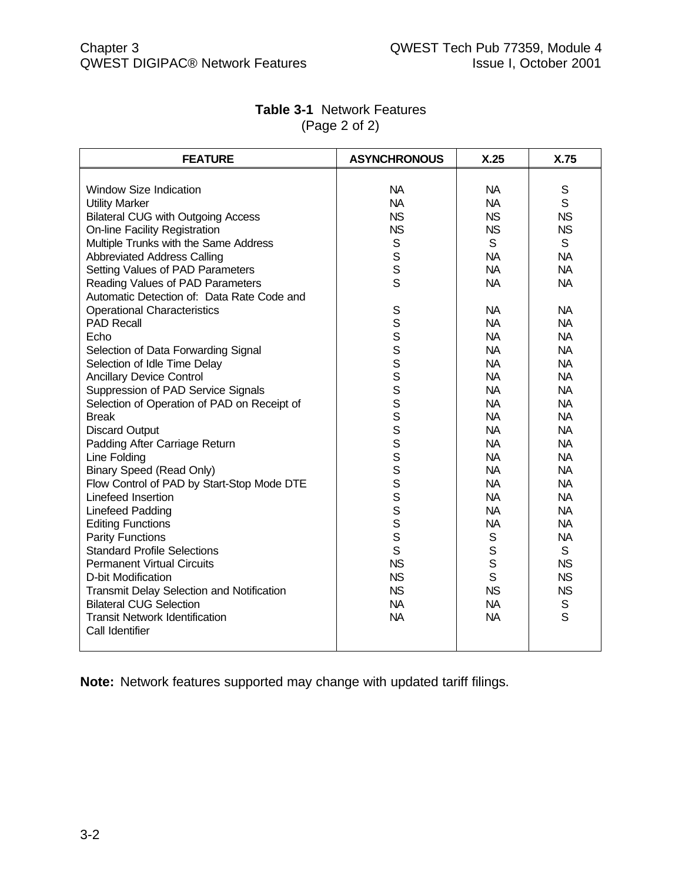**Table 3-1** Network Features
(Page 2 of 2)

| FEATURE | ASYNCHRONOUS | X.25 | X.75 |
|---|---|---|---|
| Window Size Indication | NA | NA | S |
| Utility Marker | NA | NA | S |
| Bilateral CUG with Outgoing Access | NS | NS | NS |
| On-line Facility Registration | NS | NS | NS |
| Multiple Trunks with the Same Address | S | S | S |
| Abbreviated Address Calling | S | NA | NA |
| Setting Values of PAD Parameters | S | NA | NA |
| Reading Values of PAD Parameters | S | NA | NA |
| Automatic Detection of: Data Rate Code and Operational Characteristics | S | NA | NA |
| PAD Recall | S | NA | NA |
| Echo | S | NA | NA |
| Selection of Data Forwarding Signal | S | NA | NA |
| Selection of Idle Time Delay | S | NA | NA |
| Ancillary Device Control | S | NA | NA |
| Suppression of PAD Service Signals | S | NA | NA |
| Selection of Operation of PAD on Receipt of | S | NA | NA |
| Break | S | NA | NA |
| Discard Output | S | NA | NA |
| Padding After Carriage Return | S | NA | NA |
| Line Folding | S | NA | NA |
| Binary Speed (Read Only) | S | NA | NA |
| Flow Control of PAD by Start-Stop Mode DTE | S | NA | NA |
| Linefeed Insertion | S | NA | NA |
| Linefeed Padding | S | NA | NA |
| Editing Functions | S | NA | NA |
| Parity Functions | S | S | NA |
| Standard Profile Selections | S | S | S |
| Permanent Virtual Circuits | NS | S | NS |
| D-bit Modification | NS | S | NS |
| Transmit Delay Selection and Notification | NS | NS | NS |
| Bilateral CUG Selection | NA | NA | S |
| Transit Network Identification | NA | NA | S |
| Call Identifier | | | |

**Note:** Network features supported may change with updated tariff filings.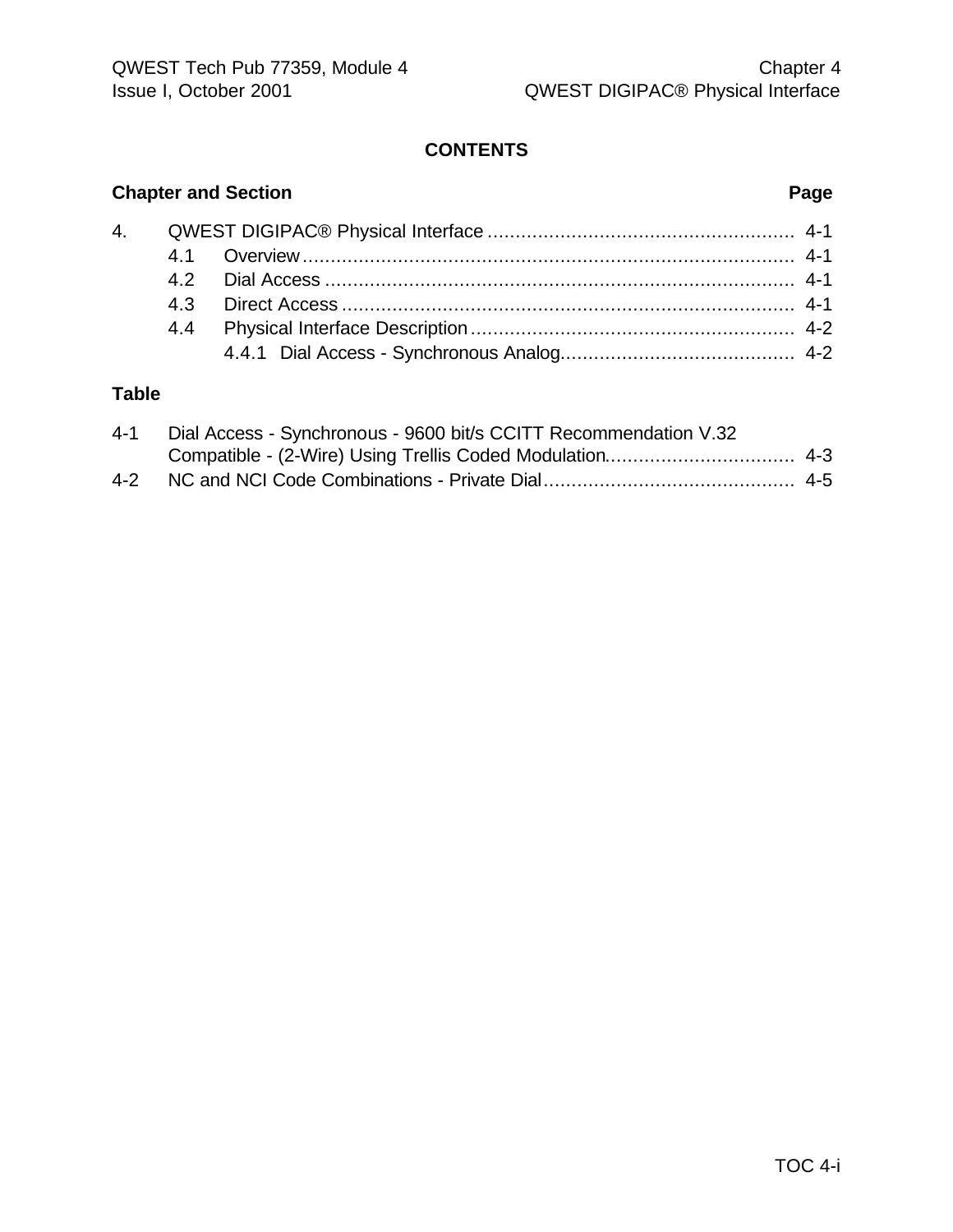## CONTENTS

| Chapter and Section | Page |
|---|---|
| 4. QWEST DIGIPAC® Physical Interface | 4-1 |
| 4.1 Overview | 4-1 |
| 4.2 Dial Access | 4-1 |
| 4.3 Direct Access | 4-1 |
| 4.4 Physical Interface Description | 4-2 |
| 4.4.1 Dial Access - Synchronous Analog | 4-2 |

**Table**

| | | |
|---|---|---|
| 4-1 | Dial Access - Synchronous - 9600 bit/s CCITT Recommendation V.32 Compatible - (2-Wire) Using Trellis Coded Modulation | 4-3 |
| 4-2 | NC and NCI Code Combinations - Private Dial | 4-5 |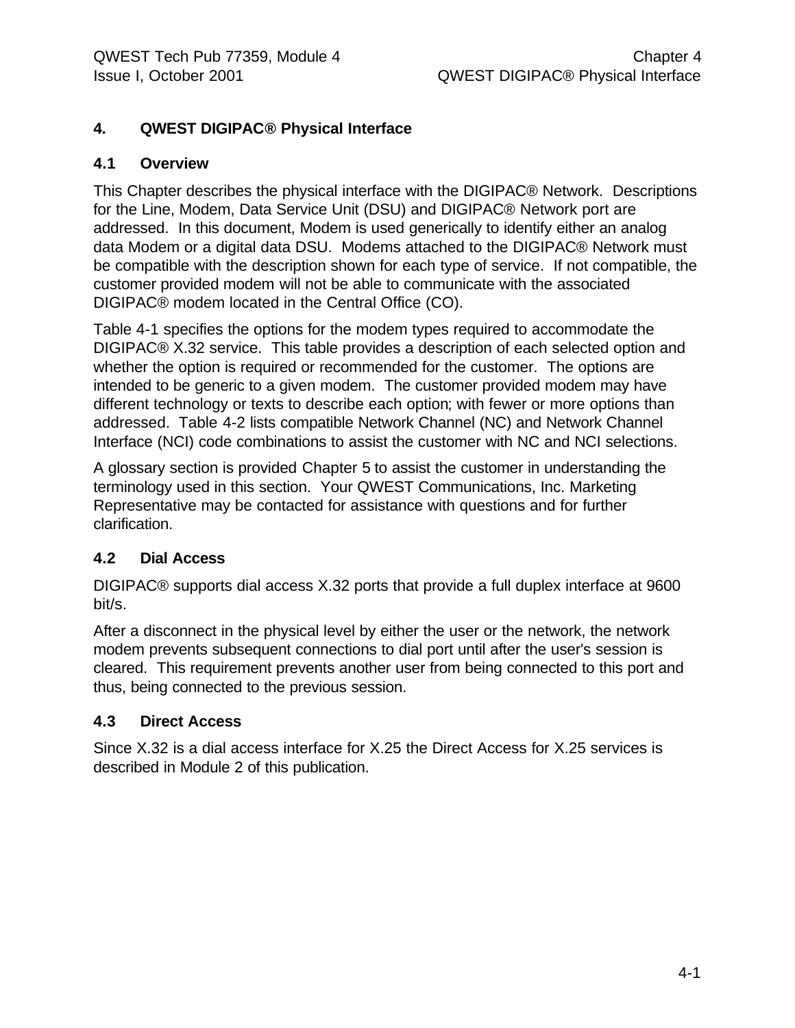# 4. QWEST DIGIPAC® Physical Interface

## 4.1 Overview

This Chapter describes the physical interface with the DIGIPAC® Network. Descriptions for the Line, Modem, Data Service Unit (DSU) and DIGIPAC® Network port are addressed. In this document, Modem is used generically to identify either an analog data Modem or a digital data DSU. Modems attached to the DIGIPAC® Network must be compatible with the description shown for each type of service. If not compatible, the customer provided modem will not be able to communicate with the associated DIGIPAC® modem located in the Central Office (CO).

Table 4-1 specifies the options for the modem types required to accommodate the DIGIPAC® X.32 service. This table provides a description of each selected option and whether the option is required or recommended for the customer. The options are intended to be generic to a given modem. The customer provided modem may have different technology or texts to describe each option; with fewer or more options than addressed. Table 4-2 lists compatible Network Channel (NC) and Network Channel Interface (NCI) code combinations to assist the customer with NC and NCI selections.

A glossary section is provided Chapter 5 to assist the customer in understanding the terminology used in this section. Your QWEST Communications, Inc. Marketing Representative may be contacted for assistance with questions and for further clarification.

## 4.2 Dial Access

DIGIPAC® supports dial access X.32 ports that provide a full duplex interface at 9600 bit/s.

After a disconnect in the physical level by either the user or the network, the network modem prevents subsequent connections to dial port until after the user's session is cleared. This requirement prevents another user from being connected to this port and thus, being connected to the previous session.

## 4.3 Direct Access

Since X.32 is a dial access interface for X.25 the Direct Access for X.25 services is described in Module 2 of this publication.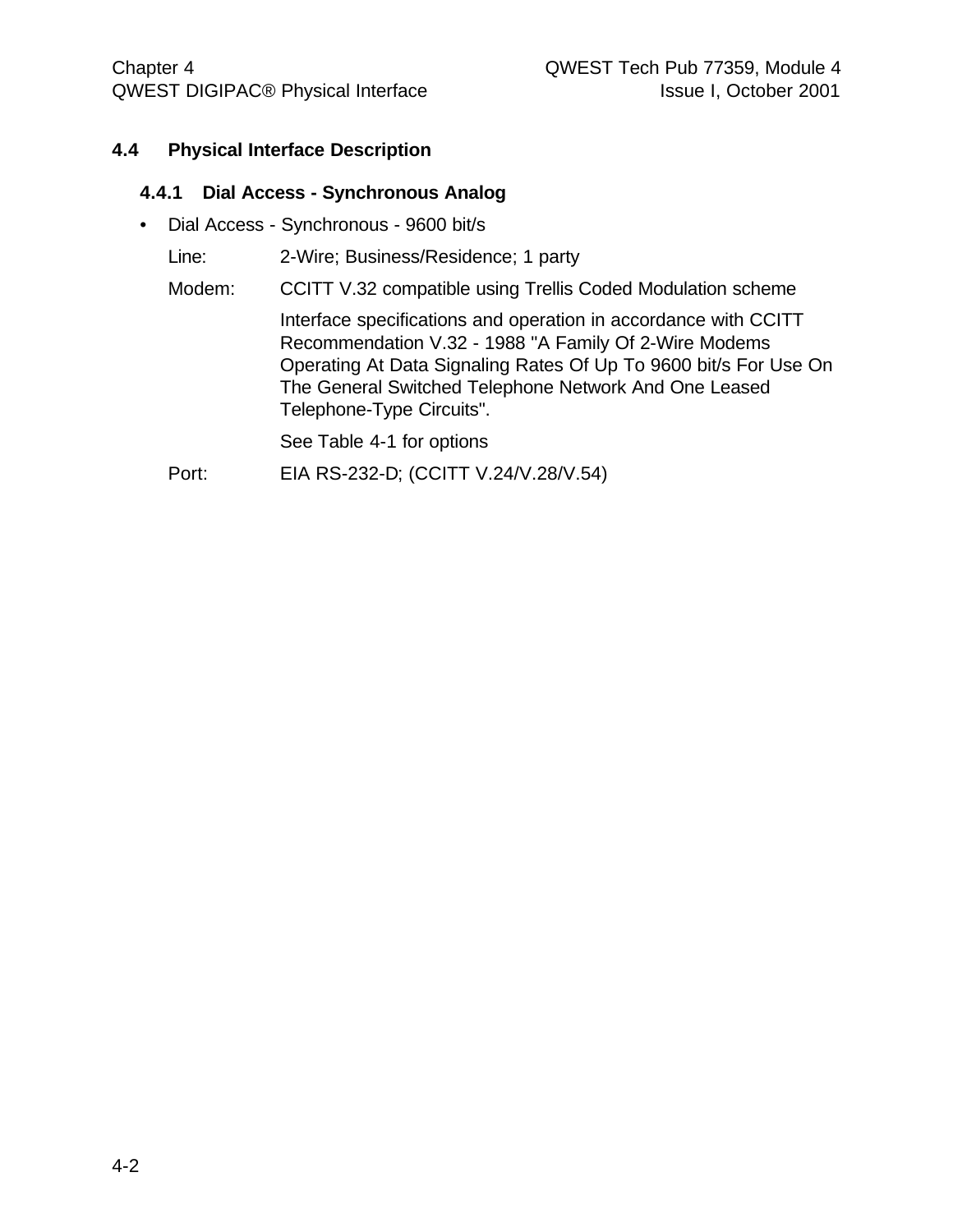## 4.4 Physical Interface Description

### 4.4.1 Dial Access - Synchronous Analog

- Dial Access - Synchronous - 9600 bit/s

  Line: 2-Wire; Business/Residence; 1 party

  Modem: CCITT V.32 compatible using Trellis Coded Modulation scheme

  Interface specifications and operation in accordance with CCITT Recommendation V.32 - 1988 "A Family Of 2-Wire Modems Operating At Data Signaling Rates Of Up To 9600 bit/s For Use On The General Switched Telephone Network And One Leased Telephone-Type Circuits".

  See Table 4-1 for options

  Port: EIA RS-232-D; (CCITT V.24/V.28/V.54)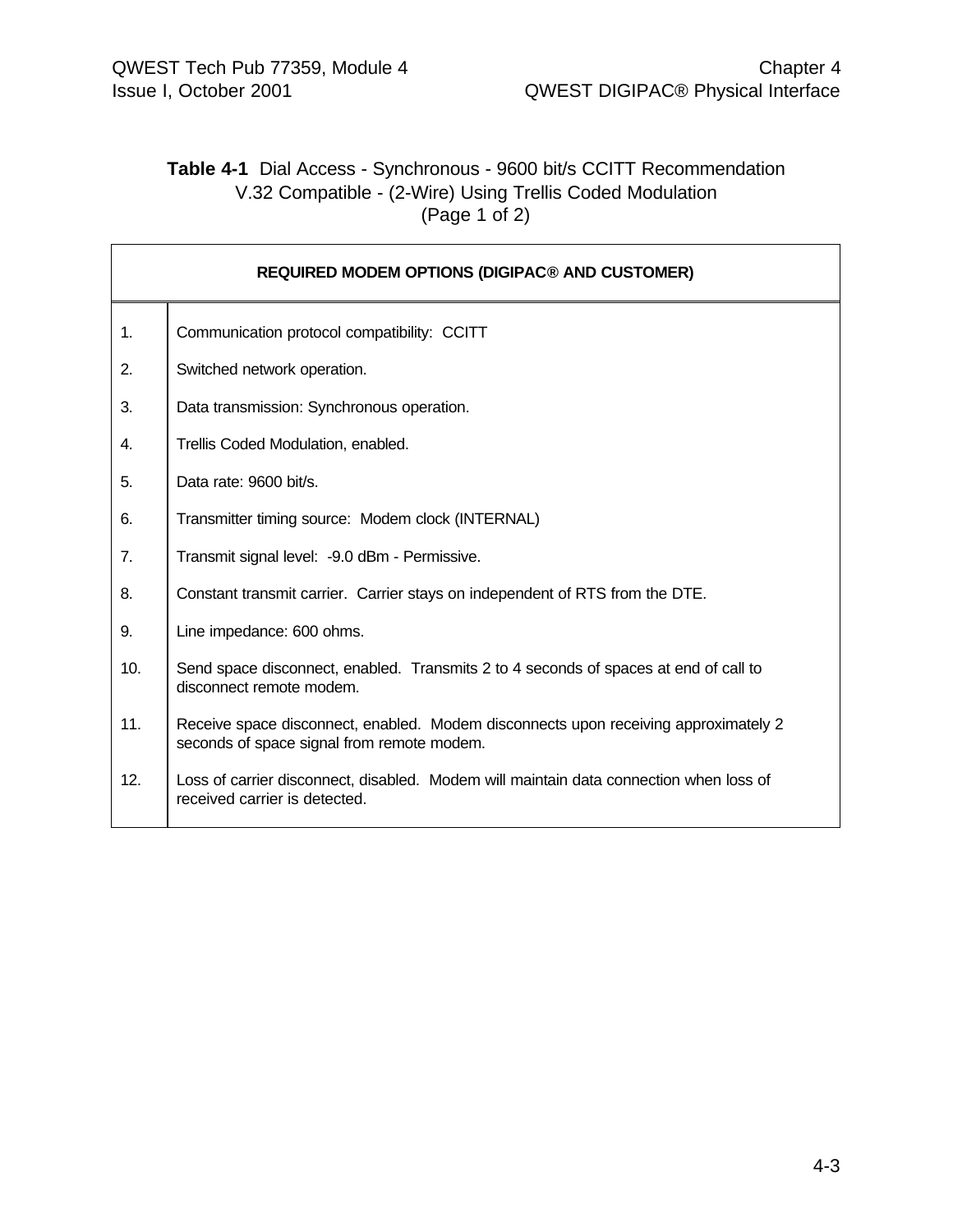**Table 4-1** Dial Access - Synchronous - 9600 bit/s CCITT Recommendation V.32 Compatible - (2-Wire) Using Trellis Coded Modulation (Page 1 of 2)

| REQUIRED MODEM OPTIONS (DIGIPAC® AND CUSTOMER) | |
|---|---|
| 1. | Communication protocol compatibility: CCITT |
| 2. | Switched network operation. |
| 3. | Data transmission: Synchronous operation. |
| 4. | Trellis Coded Modulation, enabled. |
| 5. | Data rate: 9600 bit/s. |
| 6. | Transmitter timing source: Modem clock (INTERNAL) |
| 7. | Transmit signal level: -9.0 dBm - Permissive. |
| 8. | Constant transmit carrier. Carrier stays on independent of RTS from the DTE. |
| 9. | Line impedance: 600 ohms. |
| 10. | Send space disconnect, enabled. Transmits 2 to 4 seconds of spaces at end of call to disconnect remote modem. |
| 11. | Receive space disconnect, enabled. Modem disconnects upon receiving approximately 2 seconds of space signal from remote modem. |
| 12. | Loss of carrier disconnect, disabled. Modem will maintain data connection when loss of received carrier is detected. |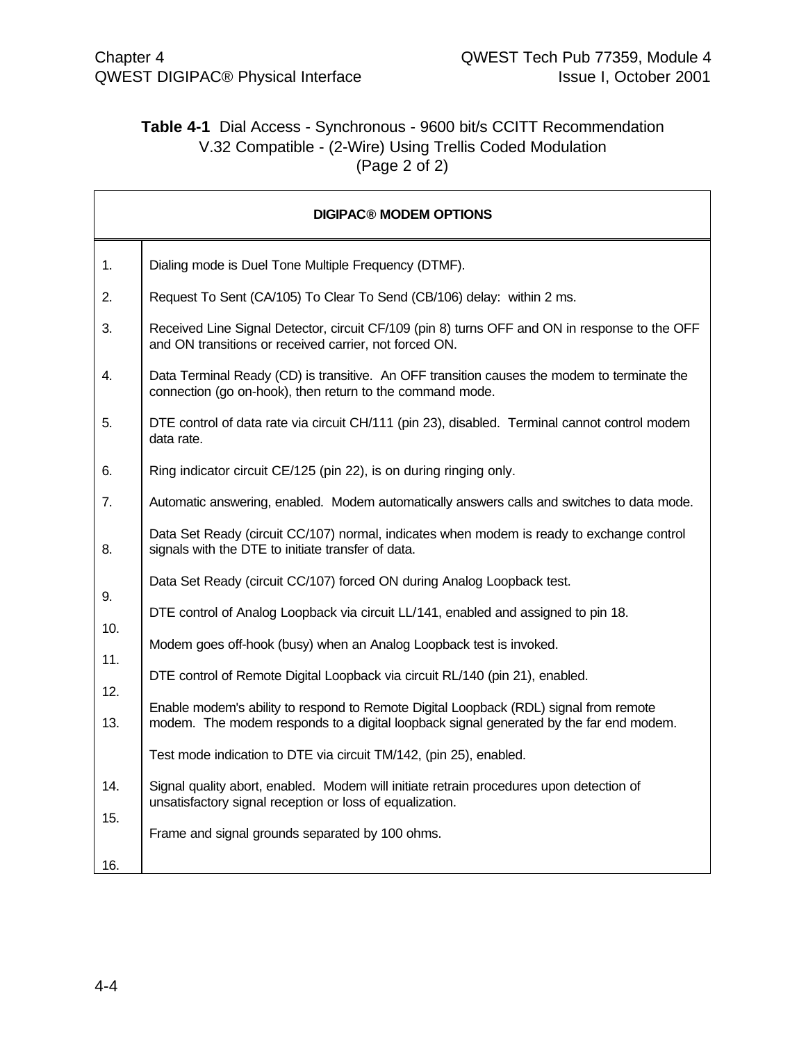**Table 4-1** Dial Access - Synchronous - 9600 bit/s CCITT Recommendation V.32 Compatible - (2-Wire) Using Trellis Coded Modulation (Page 2 of 2)

| DIGIPAC® MODEM OPTIONS | |
|---|---|
| 1. | Dialing mode is Duel Tone Multiple Frequency (DTMF). |
| 2. | Request To Sent (CA/105) To Clear To Send (CB/106) delay: within 2 ms. |
| 3. | Received Line Signal Detector, circuit CF/109 (pin 8) turns OFF and ON in response to the OFF and ON transitions or received carrier, not forced ON. |
| 4. | Data Terminal Ready (CD) is transitive. An OFF transition causes the modem to terminate the connection (go on-hook), then return to the command mode. |
| 5. | DTE control of data rate via circuit CH/111 (pin 23), disabled. Terminal cannot control modem data rate. |
| 6. | Ring indicator circuit CE/125 (pin 22), is on during ringing only. |
| 7. | Automatic answering, enabled. Modem automatically answers calls and switches to data mode. |
| 8. | Data Set Ready (circuit CC/107) normal, indicates when modem is ready to exchange control signals with the DTE to initiate transfer of data. |
| 9. | Data Set Ready (circuit CC/107) forced ON during Analog Loopback test. |
| 10. | DTE control of Analog Loopback via circuit LL/141, enabled and assigned to pin 18. |
| 11. | Modem goes off-hook (busy) when an Analog Loopback test is invoked. |
| 12. | DTE control of Remote Digital Loopback via circuit RL/140 (pin 21), enabled. |
| 13. | Enable modem's ability to respond to Remote Digital Loopback (RDL) signal from remote modem. The modem responds to a digital loopback signal generated by the far end modem. |
| 14. | Test mode indication to DTE via circuit TM/142, (pin 25), enabled. |
| 15. | Signal quality abort, enabled. Modem will initiate retrain procedures upon detection of unsatisfactory signal reception or loss of equalization. |
| 16. | Frame and signal grounds separated by 100 ohms. |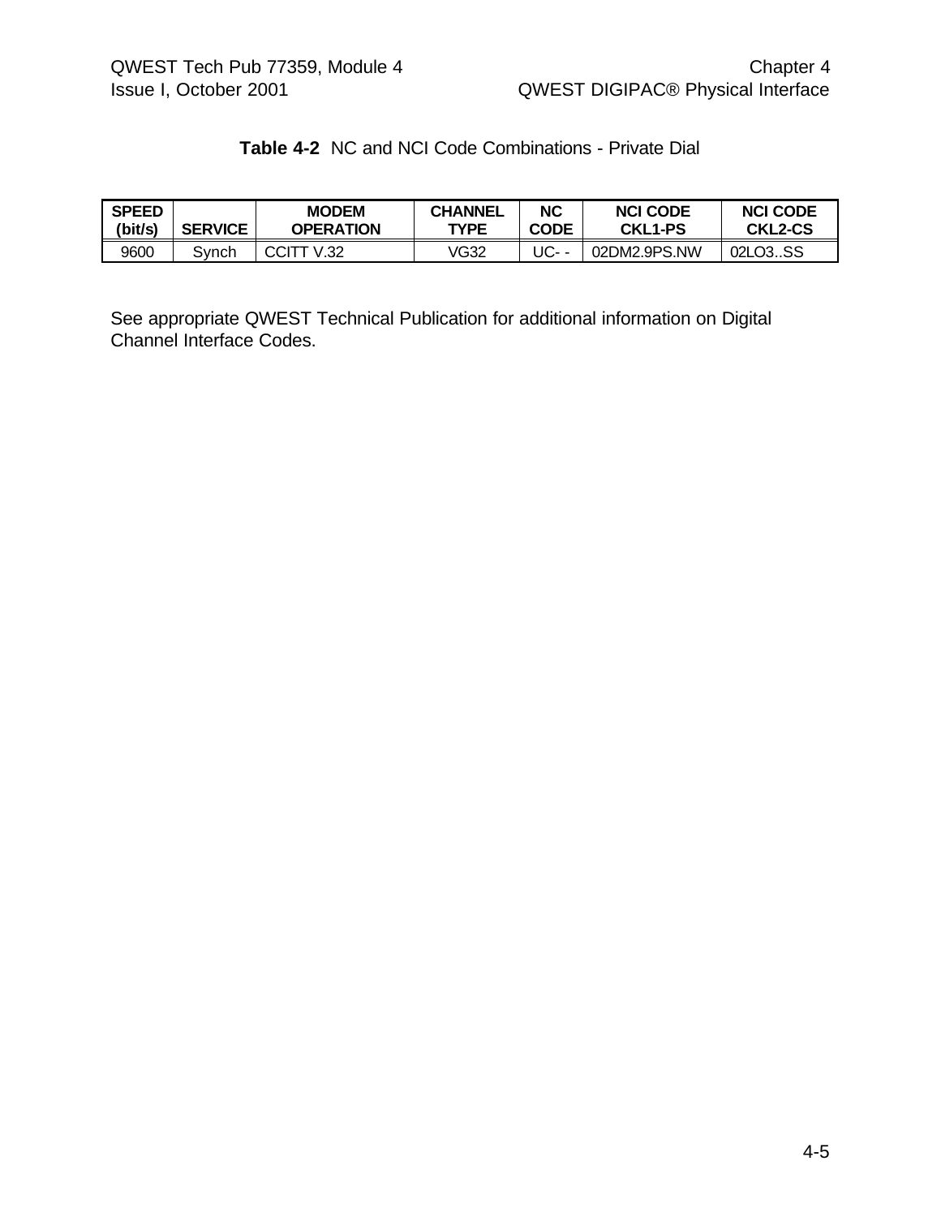**Table 4-2** NC and NCI Code Combinations - Private Dial

| SPEED (bit/s) | SERVICE | MODEM OPERATION | CHANNEL TYPE | NC CODE | NCI CODE CKL1-PS | NCI CODE CKL2-CS |
|---|---|---|---|---|---|---|
| 9600 | Synch | CCITT V.32 | VG32 | UC- - | 02DM2.9PS.NW | 02LO3..SS |

See appropriate QWEST Technical Publication for additional information on Digital Channel Interface Codes.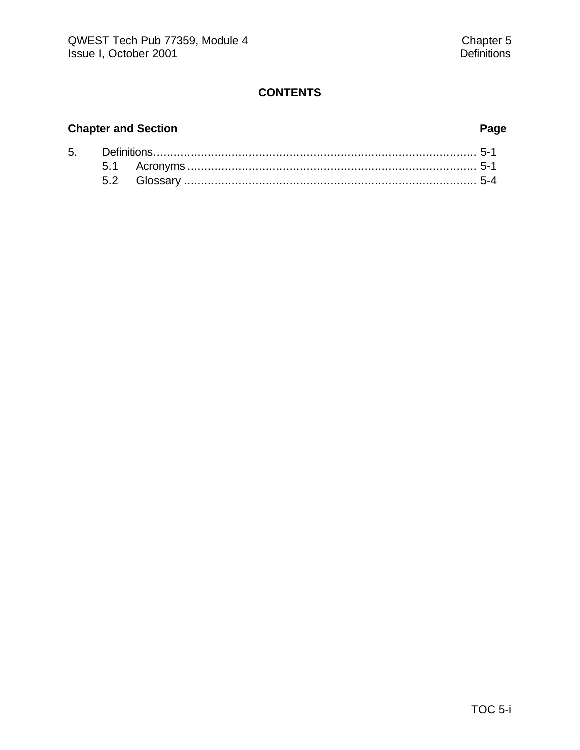# CONTENTS

| Chapter and Section | | Page |
|---|---|---|
| 5. | Definitions | 5-1 |
| | 5.1 Acronyms | 5-1 |
| | 5.2 Glossary | 5-4 |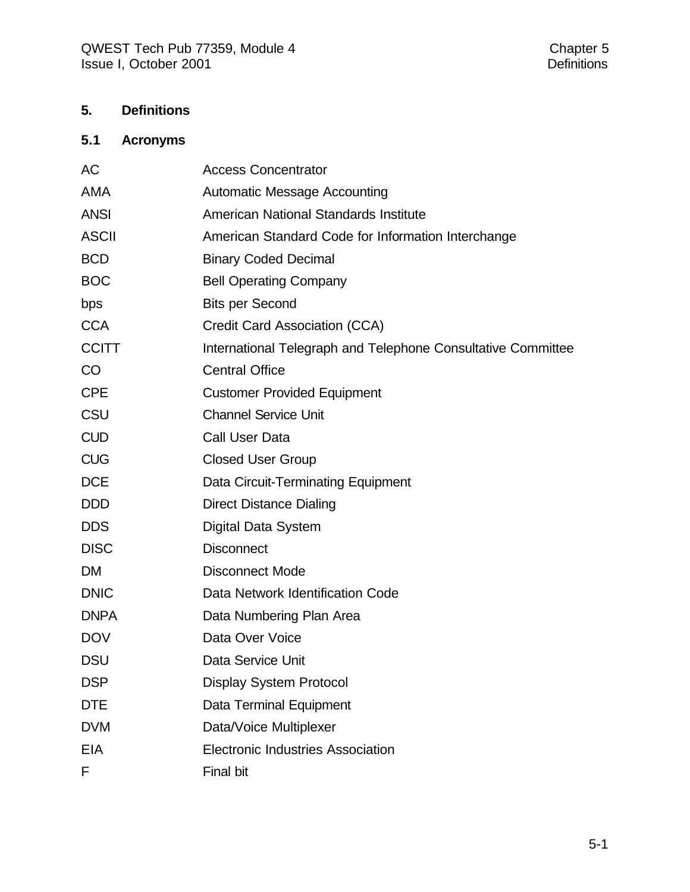## 5. Definitions

### 5.1 Acronyms

| | |
|---|---|
| AC | Access Concentrator |
| AMA | Automatic Message Accounting |
| ANSI | American National Standards Institute |
| ASCII | American Standard Code for Information Interchange |
| BCD | Binary Coded Decimal |
| BOC | Bell Operating Company |
| bps | Bits per Second |
| CCA | Credit Card Association (CCA) |
| CCITT | International Telegraph and Telephone Consultative Committee |
| CO | Central Office |
| CPE | Customer Provided Equipment |
| CSU | Channel Service Unit |
| CUD | Call User Data |
| CUG | Closed User Group |
| DCE | Data Circuit-Terminating Equipment |
| DDD | Direct Distance Dialing |
| DDS | Digital Data System |
| DISC | Disconnect |
| DM | Disconnect Mode |
| DNIC | Data Network Identification Code |
| DNPA | Data Numbering Plan Area |
| DOV | Data Over Voice |
| DSU | Data Service Unit |
| DSP | Display System Protocol |
| DTE | Data Terminal Equipment |
| DVM | Data/Voice Multiplexer |
| EIA | Electronic Industries Association |
| F | Final bit |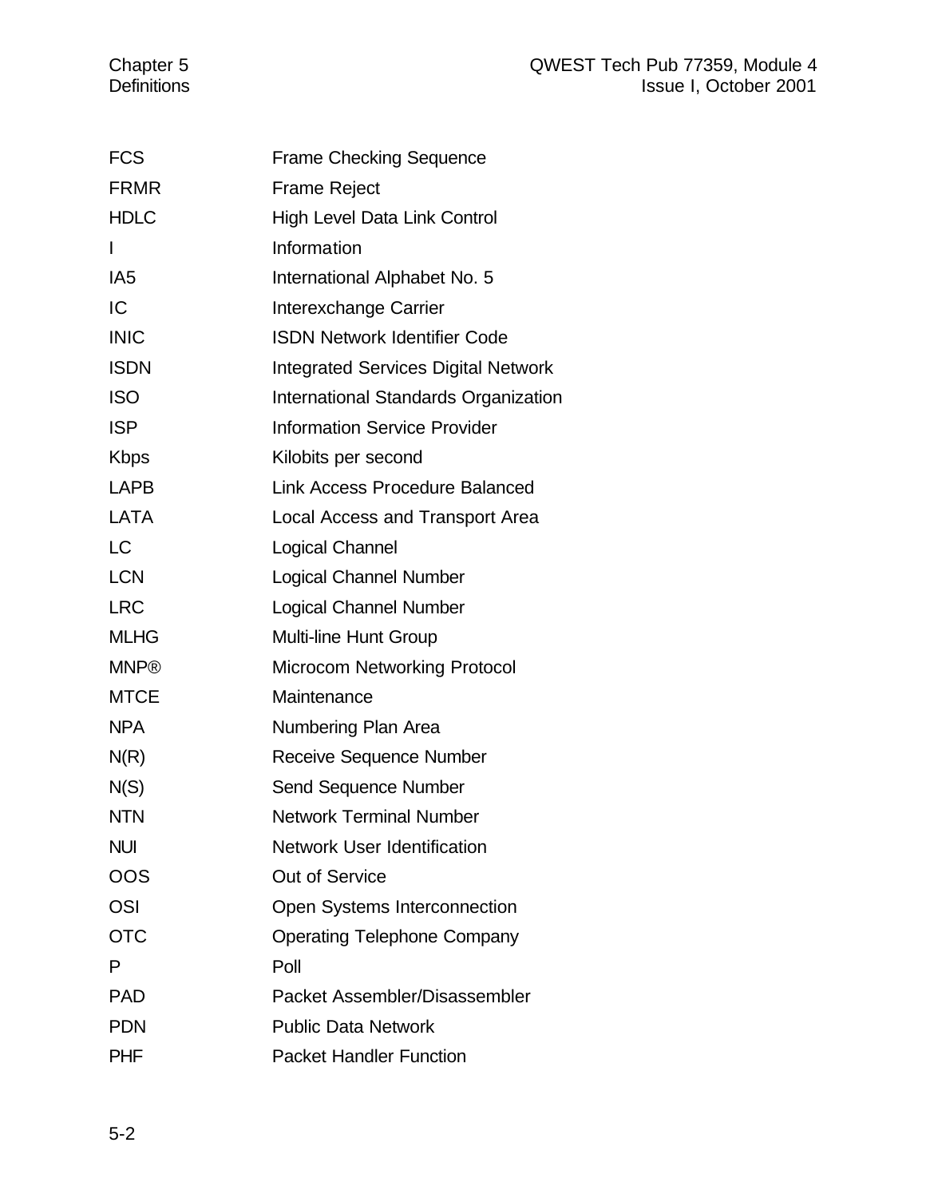| | |
|---|---|
| FCS | Frame Checking Sequence |
| FRMR | Frame Reject |
| HDLC | High Level Data Link Control |
| I | Information |
| IA5 | International Alphabet No. 5 |
| IC | Interexchange Carrier |
| INIC | ISDN Network Identifier Code |
| ISDN | Integrated Services Digital Network |
| ISO | International Standards Organization |
| ISP | Information Service Provider |
| Kbps | Kilobits per second |
| LAPB | Link Access Procedure Balanced |
| LATA | Local Access and Transport Area |
| LC | Logical Channel |
| LCN | Logical Channel Number |
| LRC | Logical Channel Number |
| MLHG | Multi-line Hunt Group |
| MNP® | Microcom Networking Protocol |
| MTCE | Maintenance |
| NPA | Numbering Plan Area |
| N(R) | Receive Sequence Number |
| N(S) | Send Sequence Number |
| NTN | Network Terminal Number |
| NUI | Network User Identification |
| OOS | Out of Service |
| OSI | Open Systems Interconnection |
| OTC | Operating Telephone Company |
| P | Poll |
| PAD | Packet Assembler/Disassembler |
| PDN | Public Data Network |
| PHF | Packet Handler Function |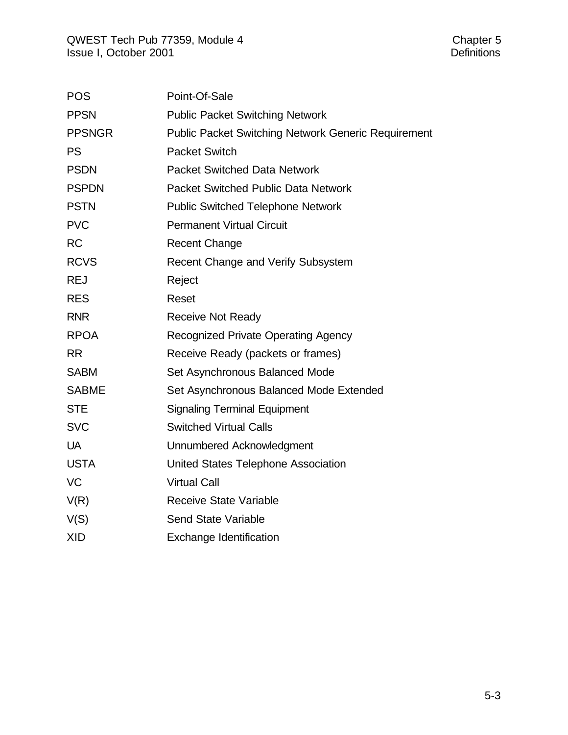| | |
|---|---|
| POS | Point-Of-Sale |
| PPSN | Public Packet Switching Network |
| PPSNGR | Public Packet Switching Network Generic Requirement |
| PS | Packet Switch |
| PSDN | Packet Switched Data Network |
| PSPDN | Packet Switched Public Data Network |
| PSTN | Public Switched Telephone Network |
| PVC | Permanent Virtual Circuit |
| RC | Recent Change |
| RCVS | Recent Change and Verify Subsystem |
| REJ | Reject |
| RES | Reset |
| RNR | Receive Not Ready |
| RPOA | Recognized Private Operating Agency |
| RR | Receive Ready (packets or frames) |
| SABM | Set Asynchronous Balanced Mode |
| SABME | Set Asynchronous Balanced Mode Extended |
| STE | Signaling Terminal Equipment |
| SVC | Switched Virtual Calls |
| UA | Unnumbered Acknowledgment |
| USTA | United States Telephone Association |
| VC | Virtual Call |
| V(R) | Receive State Variable |
| V(S) | Send State Variable |
| XID | Exchange Identification |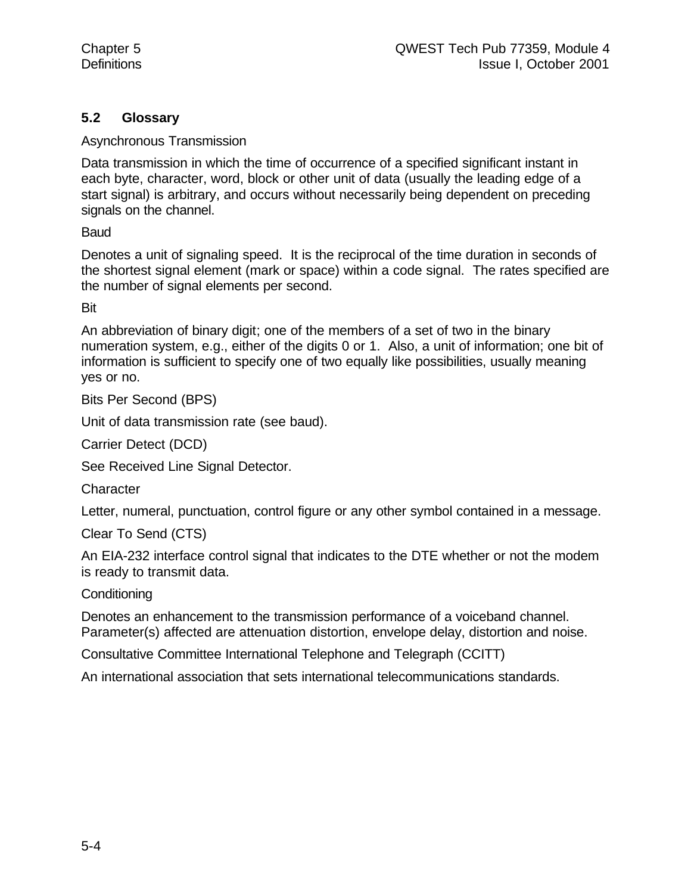## 5.2 Glossary

Asynchronous Transmission

Data transmission in which the time of occurrence of a specified significant instant in each byte, character, word, block or other unit of data (usually the leading edge of a start signal) is arbitrary, and occurs without necessarily being dependent on preceding signals on the channel.

Baud

Denotes a unit of signaling speed. It is the reciprocal of the time duration in seconds of the shortest signal element (mark or space) within a code signal. The rates specified are the number of signal elements per second.

Bit

An abbreviation of binary digit; one of the members of a set of two in the binary numeration system, e.g., either of the digits 0 or 1. Also, a unit of information; one bit of information is sufficient to specify one of two equally like possibilities, usually meaning yes or no.

Bits Per Second (BPS)

Unit of data transmission rate (see baud).

Carrier Detect (DCD)

See Received Line Signal Detector.

Character

Letter, numeral, punctuation, control figure or any other symbol contained in a message.

Clear To Send (CTS)

An EIA-232 interface control signal that indicates to the DTE whether or not the modem is ready to transmit data.

Conditioning

Denotes an enhancement to the transmission performance of a voiceband channel. Parameter(s) affected are attenuation distortion, envelope delay, distortion and noise.

Consultative Committee International Telephone and Telegraph (CCITT)

An international association that sets international telecommunications standards.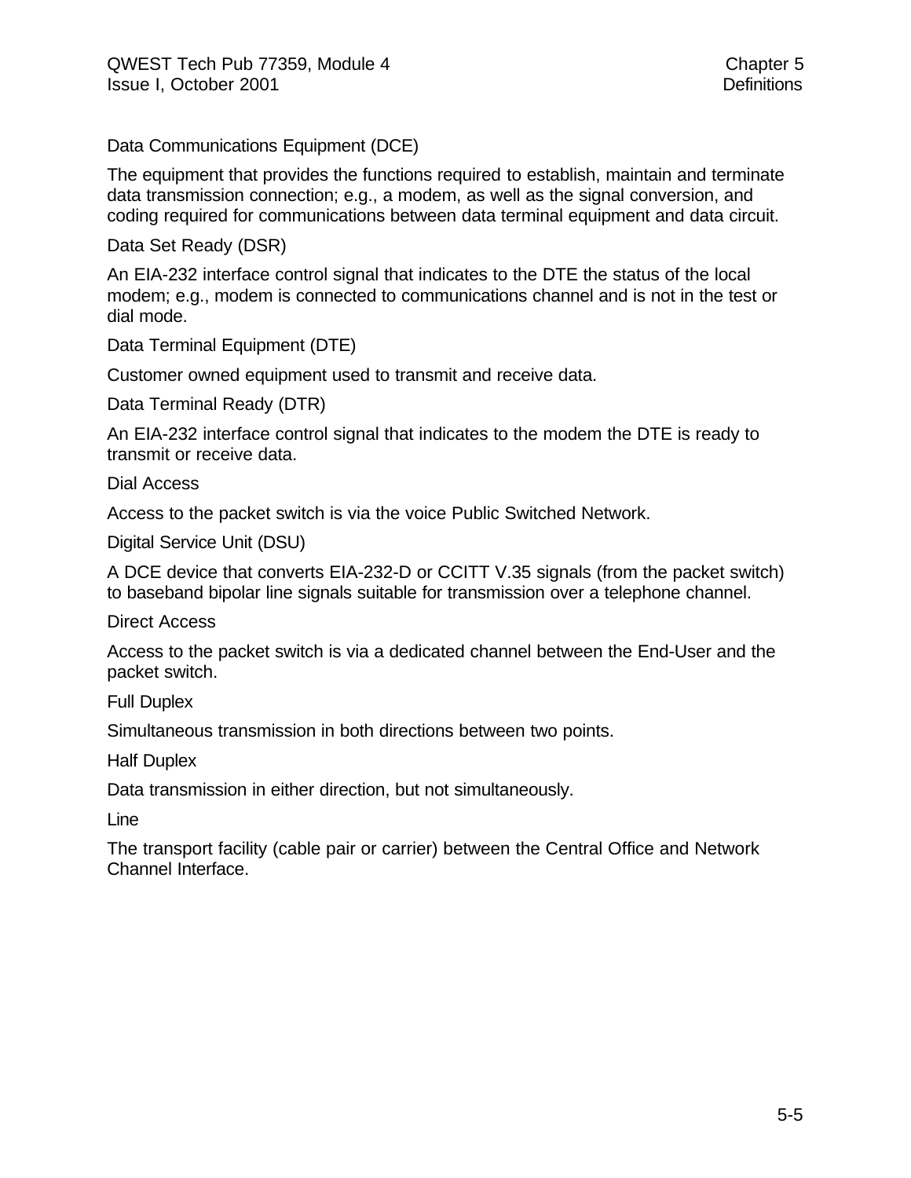Data Communications Equipment (DCE)

The equipment that provides the functions required to establish, maintain and terminate data transmission connection; e.g., a modem, as well as the signal conversion, and coding required for communications between data terminal equipment and data circuit.

Data Set Ready (DSR)

An EIA-232 interface control signal that indicates to the DTE the status of the local modem; e.g., modem is connected to communications channel and is not in the test or dial mode.

Data Terminal Equipment (DTE)

Customer owned equipment used to transmit and receive data.

Data Terminal Ready (DTR)

An EIA-232 interface control signal that indicates to the modem the DTE is ready to transmit or receive data.

Dial Access

Access to the packet switch is via the voice Public Switched Network.

Digital Service Unit (DSU)

A DCE device that converts EIA-232-D or CCITT V.35 signals (from the packet switch) to baseband bipolar line signals suitable for transmission over a telephone channel.

Direct Access

Access to the packet switch is via a dedicated channel between the End-User and the packet switch.

Full Duplex

Simultaneous transmission in both directions between two points.

Half Duplex

Data transmission in either direction, but not simultaneously.

Line

The transport facility (cable pair or carrier) between the Central Office and Network Channel Interface.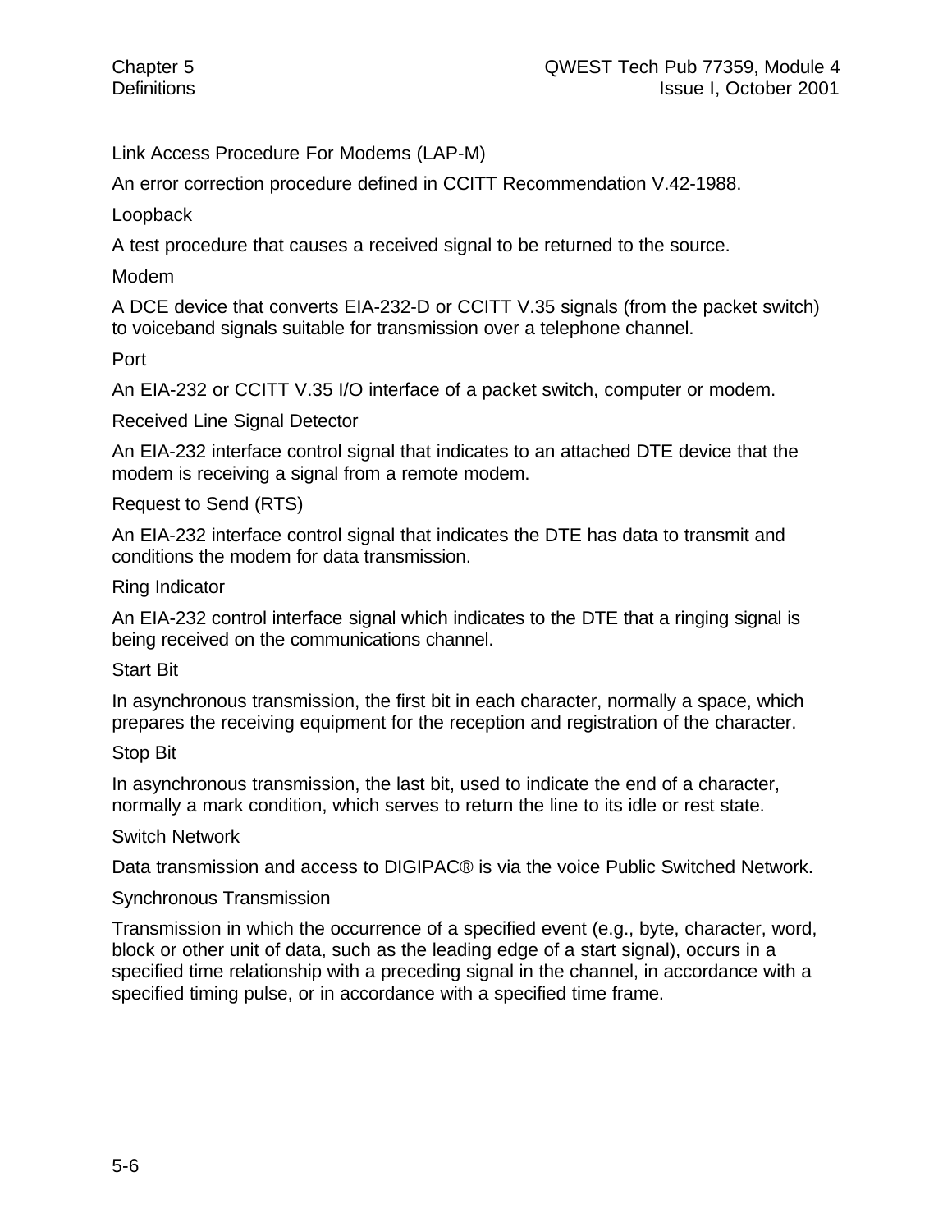Link Access Procedure For Modems (LAP-M)

An error correction procedure defined in CCITT Recommendation V.42-1988.

Loopback

A test procedure that causes a received signal to be returned to the source.

Modem

A DCE device that converts EIA-232-D or CCITT V.35 signals (from the packet switch) to voiceband signals suitable for transmission over a telephone channel.

Port

An EIA-232 or CCITT V.35 I/O interface of a packet switch, computer or modem.

Received Line Signal Detector

An EIA-232 interface control signal that indicates to an attached DTE device that the modem is receiving a signal from a remote modem.

Request to Send (RTS)

An EIA-232 interface control signal that indicates the DTE has data to transmit and conditions the modem for data transmission.

Ring Indicator

An EIA-232 control interface signal which indicates to the DTE that a ringing signal is being received on the communications channel.

Start Bit

In asynchronous transmission, the first bit in each character, normally a space, which prepares the receiving equipment for the reception and registration of the character.

Stop Bit

In asynchronous transmission, the last bit, used to indicate the end of a character, normally a mark condition, which serves to return the line to its idle or rest state.

Switch Network

Data transmission and access to DIGIPAC® is via the voice Public Switched Network.

Synchronous Transmission

Transmission in which the occurrence of a specified event (e.g., byte, character, word, block or other unit of data, such as the leading edge of a start signal), occurs in a specified time relationship with a preceding signal in the channel, in accordance with a specified timing pulse, or in accordance with a specified time frame.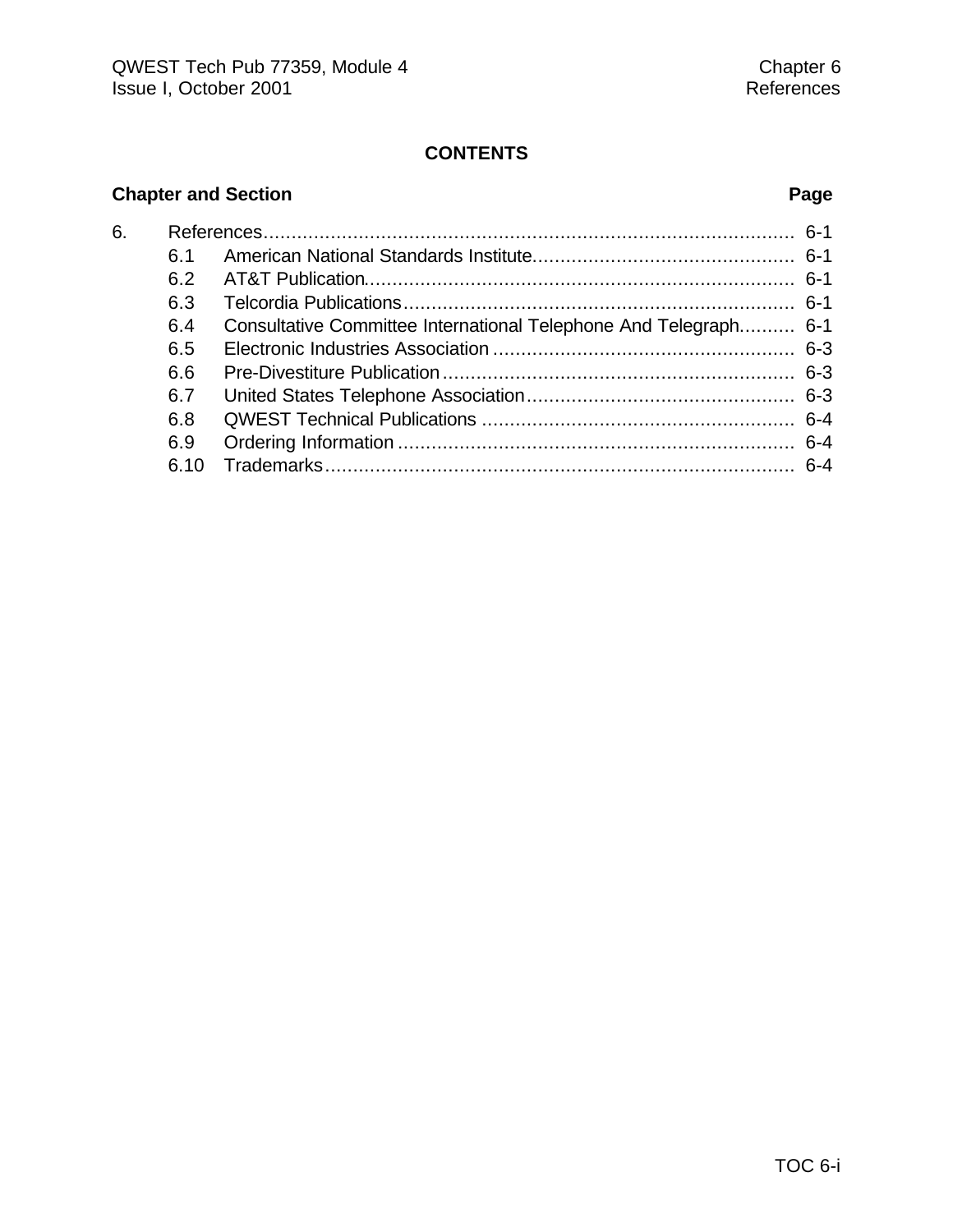## CONTENTS

| Chapter and Section | | Page |
|---|---|---|
| 6. | References | 6-1 |
| 6.1 | American National Standards Institute | 6-1 |
| 6.2 | AT&T Publication | 6-1 |
| 6.3 | Telcordia Publications | 6-1 |
| 6.4 | Consultative Committee International Telephone And Telegraph | 6-1 |
| 6.5 | Electronic Industries Association | 6-3 |
| 6.6 | Pre-Divestiture Publication | 6-3 |
| 6.7 | United States Telephone Association | 6-3 |
| 6.8 | QWEST Technical Publications | 6-4 |
| 6.9 | Ordering Information | 6-4 |
| 6.10 | Trademarks | 6-4 |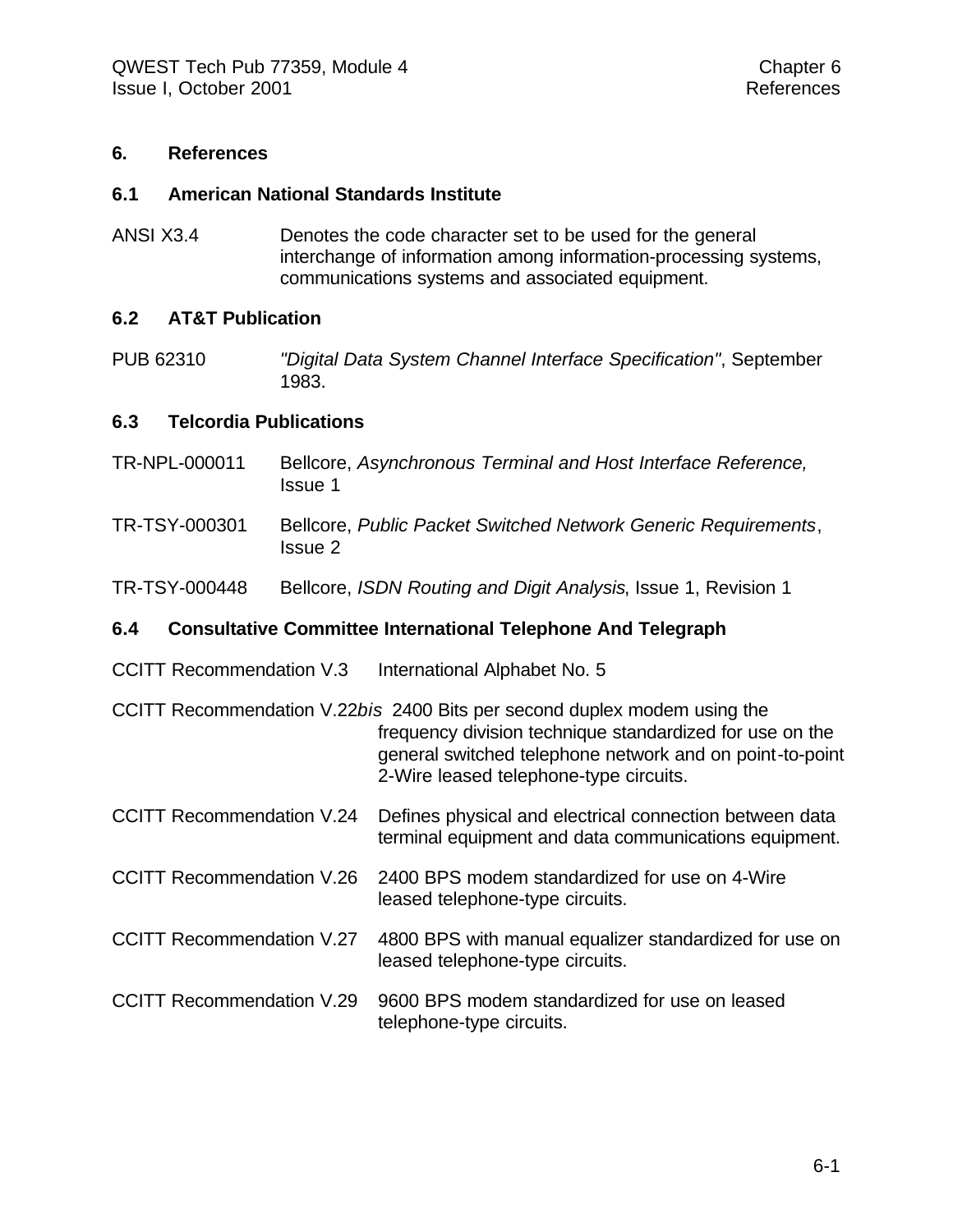# 6. References

## 6.1 American National Standards Institute

ANSI X3.4 Denotes the code character set to be used for the general interchange of information among information-processing systems, communications systems and associated equipment.

## 6.2 AT&T Publication

PUB 62310 *"Digital Data System Channel Interface Specification"*, September 1983.

## 6.3 Telcordia Publications

TR-NPL-000011 Bellcore, *Asynchronous Terminal and Host Interface Reference,* Issue 1

TR-TSY-000301 Bellcore, *Public Packet Switched Network Generic Requirements*, Issue 2

TR-TSY-000448 Bellcore, *ISDN Routing and Digit Analysis*, Issue 1, Revision 1

## 6.4 Consultative Committee International Telephone And Telegraph

CCITT Recommendation V.3 International Alphabet No. 5

CCITT Recommendation V.22*bis* 2400 Bits per second duplex modem using the frequency division technique standardized for use on the general switched telephone network and on point-to-point 2-Wire leased telephone-type circuits.

CCITT Recommendation V.24 Defines physical and electrical connection between data terminal equipment and data communications equipment.

CCITT Recommendation V.26 2400 BPS modem standardized for use on 4-Wire leased telephone-type circuits.

CCITT Recommendation V.27 4800 BPS with manual equalizer standardized for use on leased telephone-type circuits.

CCITT Recommendation V.29 9600 BPS modem standardized for use on leased telephone-type circuits.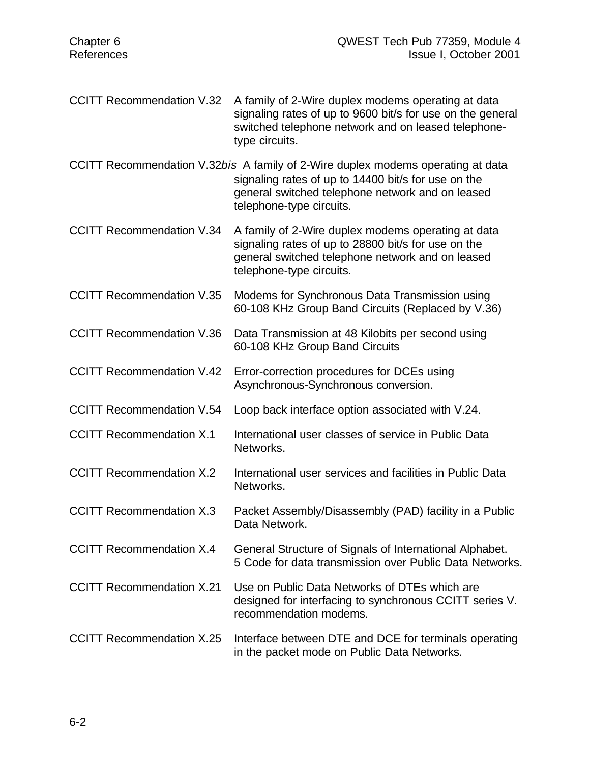CCITT Recommendation V.32 A family of 2-Wire duplex modems operating at data signaling rates of up to 9600 bit/s for use on the general switched telephone network and on leased telephone-type circuits.

CCITT Recommendation V.32*bis* A family of 2-Wire duplex modems operating at data signaling rates of up to 14400 bit/s for use on the general switched telephone network and on leased telephone-type circuits.

CCITT Recommendation V.34 A family of 2-Wire duplex modems operating at data signaling rates of up to 28800 bit/s for use on the general switched telephone network and on leased telephone-type circuits.

CCITT Recommendation V.35 Modems for Synchronous Data Transmission using 60-108 KHz Group Band Circuits (Replaced by V.36)

CCITT Recommendation V.36 Data Transmission at 48 Kilobits per second using 60-108 KHz Group Band Circuits

CCITT Recommendation V.42 Error-correction procedures for DCEs using Asynchronous-Synchronous conversion.

CCITT Recommendation V.54 Loop back interface option associated with V.24.

CCITT Recommendation X.1 International user classes of service in Public Data Networks.

CCITT Recommendation X.2 International user services and facilities in Public Data Networks.

CCITT Recommendation X.3 Packet Assembly/Disassembly (PAD) facility in a Public Data Network.

CCITT Recommendation X.4 General Structure of Signals of International Alphabet. 5 Code for data transmission over Public Data Networks.

CCITT Recommendation X.21 Use on Public Data Networks of DTEs which are designed for interfacing to synchronous CCITT series V. recommendation modems.

CCITT Recommendation X.25 Interface between DTE and DCE for terminals operating in the packet mode on Public Data Networks.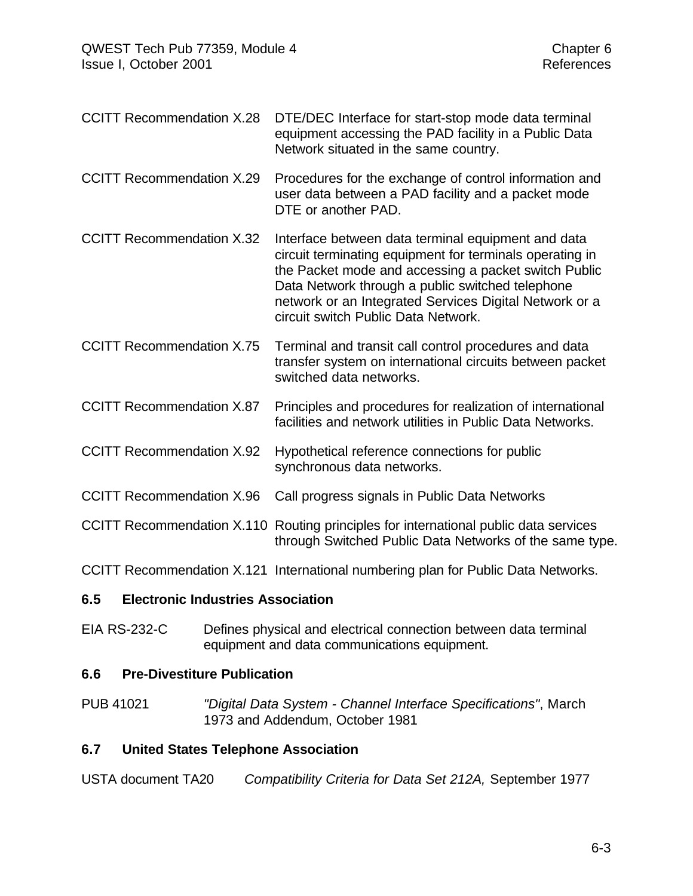CCITT Recommendation X.28 DTE/DEC Interface for start-stop mode data terminal equipment accessing the PAD facility in a Public Data Network situated in the same country.

CCITT Recommendation X.29 Procedures for the exchange of control information and user data between a PAD facility and a packet mode DTE or another PAD.

CCITT Recommendation X.32 Interface between data terminal equipment and data circuit terminating equipment for terminals operating in the Packet mode and accessing a packet switch Public Data Network through a public switched telephone network or an Integrated Services Digital Network or a circuit switch Public Data Network.

CCITT Recommendation X.75 Terminal and transit call control procedures and data transfer system on international circuits between packet switched data networks.

CCITT Recommendation X.87 Principles and procedures for realization of international facilities and network utilities in Public Data Networks.

CCITT Recommendation X.92 Hypothetical reference connections for public synchronous data networks.

CCITT Recommendation X.96 Call progress signals in Public Data Networks

CCITT Recommendation X.110 Routing principles for international public data services through Switched Public Data Networks of the same type.

CCITT Recommendation X.121 International numbering plan for Public Data Networks.

## 6.5 Electronic Industries Association

EIA RS-232-C Defines physical and electrical connection between data terminal equipment and data communications equipment.

## 6.6 Pre-Divestiture Publication

PUB 41021 *"Digital Data System - Channel Interface Specifications"*, March 1973 and Addendum, October 1981

## 6.7 United States Telephone Association

USTA document TA20 *Compatibility Criteria for Data Set 212A,* September 1977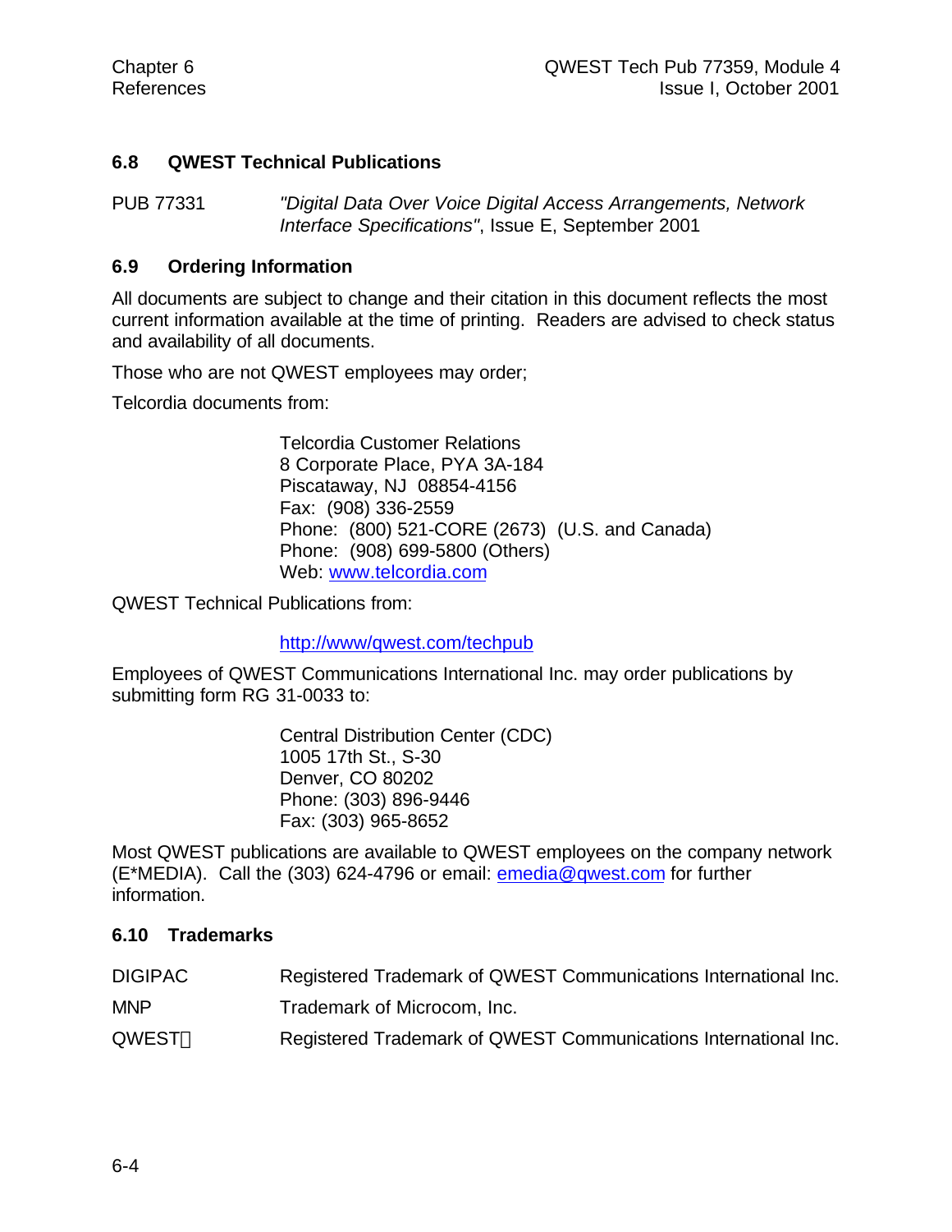## 6.8 QWEST Technical Publications

| | |
|---|---|
| PUB 77331 | *"Digital Data Over Voice Digital Access Arrangements, Network Interface Specifications"*, Issue E, September 2001 |

## 6.9 Ordering Information

All documents are subject to change and their citation in this document reflects the most current information available at the time of printing. Readers are advised to check status and availability of all documents.

Those who are not QWEST employees may order;

Telcordia documents from:

Telcordia Customer Relations
8 Corporate Place, PYA 3A-184
Piscataway, NJ 08854-4156
Fax: (908) 336-2559
Phone: (800) 521-CORE (2673) (U.S. and Canada)
Phone: (908) 699-5800 (Others)
Web: www.telcordia.com

QWEST Technical Publications from:

http://www/qwest.com/techpub

Employees of QWEST Communications International Inc. may order publications by submitting form RG 31-0033 to:

Central Distribution Center (CDC)
1005 17th St., S-30
Denver, CO 80202
Phone: (303) 896-9446
Fax: (303) 965-8652

Most QWEST publications are available to QWEST employees on the company network (E*MEDIA). Call the (303) 624-4796 or email: emedia@qwest.com for further information.

## 6.10 Trademarks

| | |
|---|---|
| DIGIPAC | Registered Trademark of QWEST Communications International Inc. |
| MNP | Trademark of Microcom, Inc. |
| QWEST® | Registered Trademark of QWEST Communications International Inc. |